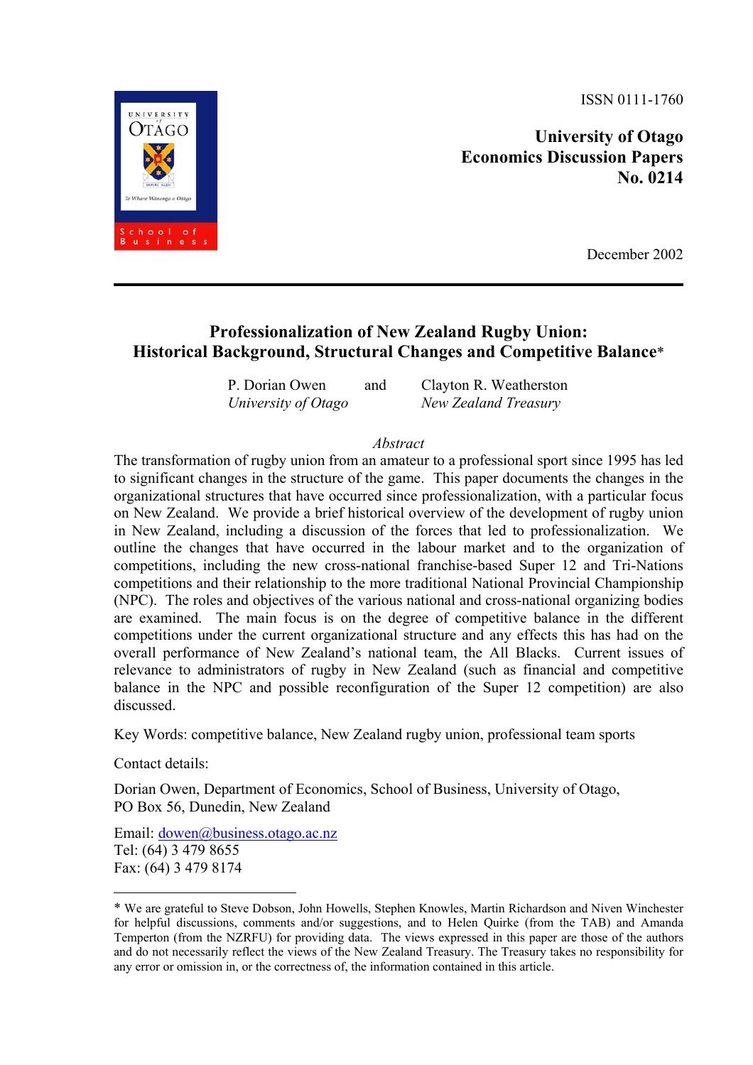ISSN 0111-1760

**University of Otago**
**Economics Discussion Papers**
**No. 0214**

December 2002

---

# Professionalization of New Zealand Rugby Union: Historical Background, Structural Changes and Competitive Balance*

P. Dorian Owen and Clayton R. Weatherston

*University of Otago* — *New Zealand Treasury*

*Abstract*

The transformation of rugby union from an amateur to a professional sport since 1995 has led to significant changes in the structure of the game. This paper documents the changes in the organizational structures that have occurred since professionalization, with a particular focus on New Zealand. We provide a brief historical overview of the development of rugby union in New Zealand, including a discussion of the forces that led to professionalization. We outline the changes that have occurred in the labour market and to the organization of competitions, including the new cross-national franchise-based Super 12 and Tri-Nations competitions and their relationship to the more traditional National Provincial Championship (NPC). The roles and objectives of the various national and cross-national organizing bodies are examined. The main focus is on the degree of competitive balance in the different competitions under the current organizational structure and any effects this has had on the overall performance of New Zealand's national team, the All Blacks. Current issues of relevance to administrators of rugby in New Zealand (such as financial and competitive balance in the NPC and possible reconfiguration of the Super 12 competition) are also discussed.

Key Words: competitive balance, New Zealand rugby union, professional team sports

Contact details:

Dorian Owen, Department of Economics, School of Business, University of Otago,
PO Box 56, Dunedin, New Zealand

Email: dowen@business.otago.ac.nz
Tel: (64) 3 479 8655
Fax: (64) 3 479 8174

---

* We are grateful to Steve Dobson, John Howells, Stephen Knowles, Martin Richardson and Niven Winchester for helpful discussions, comments and/or suggestions, and to Helen Quirke (from the TAB) and Amanda Temperton (from the NZRFU) for providing data. The views expressed in this paper are those of the authors and do not necessarily reflect the views of the New Zealand Treasury. The Treasury takes no responsibility for any error or omission in, or the correctness of, the information contained in this article.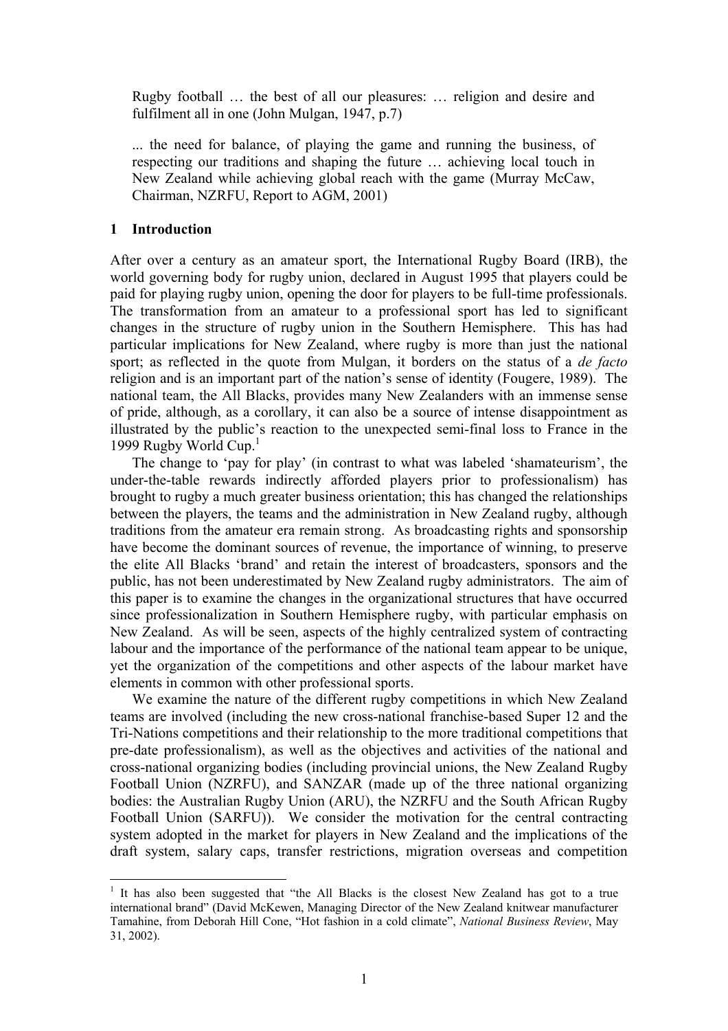> Rugby football … the best of all our pleasures: … religion and desire and fulfilment all in one (John Mulgan, 1947, p.7)

> ... the need for balance, of playing the game and running the business, of respecting our traditions and shaping the future … achieving local touch in New Zealand while achieving global reach with the game (Murray McCaw, Chairman, NZRFU, Report to AGM, 2001)

## 1 Introduction

After over a century as an amateur sport, the International Rugby Board (IRB), the world governing body for rugby union, declared in August 1995 that players could be paid for playing rugby union, opening the door for players to be full-time professionals. The transformation from an amateur to a professional sport has led to significant changes in the structure of rugby union in the Southern Hemisphere. This has had particular implications for New Zealand, where rugby is more than just the national sport; as reflected in the quote from Mulgan, it borders on the status of a *de facto* religion and is an important part of the nation's sense of identity (Fougere, 1989). The national team, the All Blacks, provides many New Zealanders with an immense sense of pride, although, as a corollary, it can also be a source of intense disappointment as illustrated by the public's reaction to the unexpected semi-final loss to France in the 1999 Rugby World Cup.[1]

The change to 'pay for play' (in contrast to what was labeled 'shamateurism', the under-the-table rewards indirectly afforded players prior to professionalism) has brought to rugby a much greater business orientation; this has changed the relationships between the players, the teams and the administration in New Zealand rugby, although traditions from the amateur era remain strong. As broadcasting rights and sponsorship have become the dominant sources of revenue, the importance of winning, to preserve the elite All Blacks 'brand' and retain the interest of broadcasters, sponsors and the public, has not been underestimated by New Zealand rugby administrators. The aim of this paper is to examine the changes in the organizational structures that have occurred since professionalization in Southern Hemisphere rugby, with particular emphasis on New Zealand. As will be seen, aspects of the highly centralized system of contracting labour and the importance of the performance of the national team appear to be unique, yet the organization of the competitions and other aspects of the labour market have elements in common with other professional sports.

We examine the nature of the different rugby competitions in which New Zealand teams are involved (including the new cross-national franchise-based Super 12 and the Tri-Nations competitions and their relationship to the more traditional competitions that pre-date professionalism), as well as the objectives and activities of the national and cross-national organizing bodies (including provincial unions, the New Zealand Rugby Football Union (NZRFU), and SANZAR (made up of the three national organizing bodies: the Australian Rugby Union (ARU), the NZRFU and the South African Rugby Football Union (SARFU)). We consider the motivation for the central contracting system adopted in the market for players in New Zealand and the implications of the draft system, salary caps, transfer restrictions, migration overseas and competition

[1] It has also been suggested that "the All Blacks is the closest New Zealand has got to a true international brand" (David McKewen, Managing Director of the New Zealand knitwear manufacturer Tamahine, from Deborah Hill Cone, "Hot fashion in a cold climate", *National Business Review*, May 31, 2002).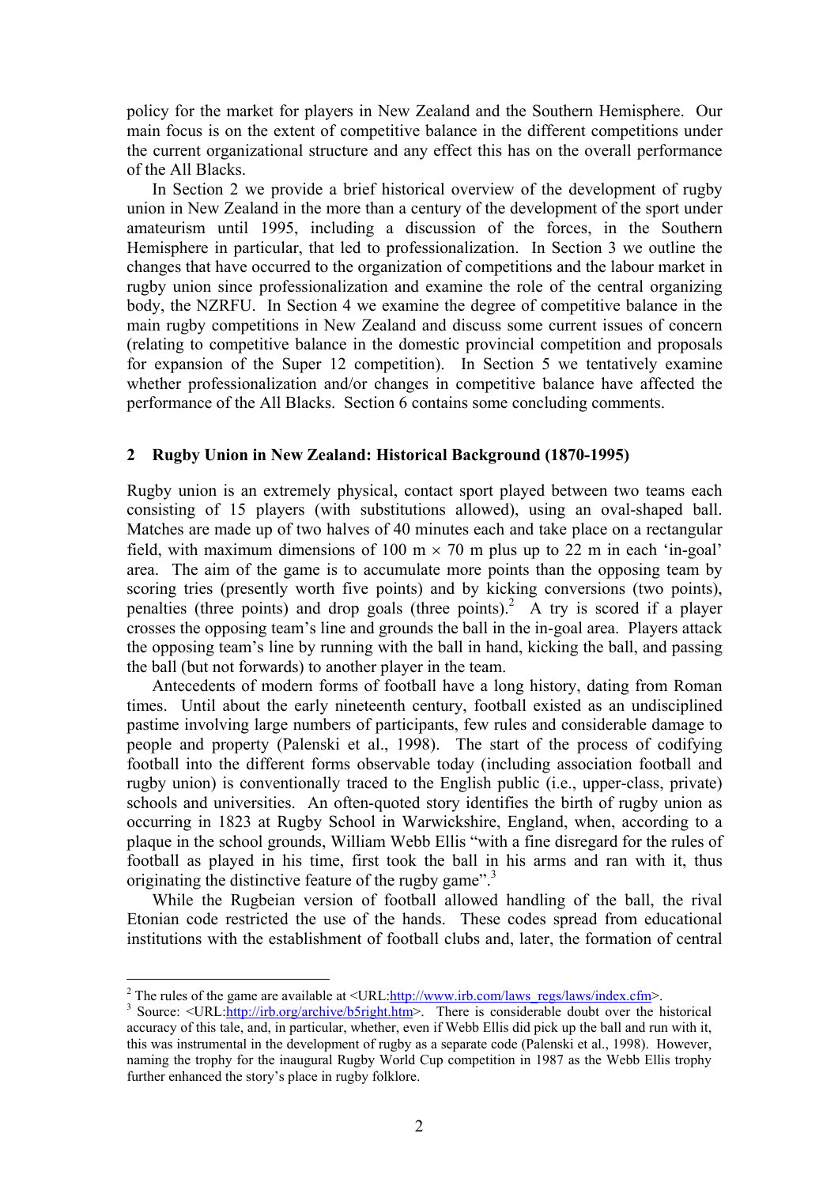policy for the market for players in New Zealand and the Southern Hemisphere. Our main focus is on the extent of competitive balance in the different competitions under the current organizational structure and any effect this has on the overall performance of the All Blacks.

In Section 2 we provide a brief historical overview of the development of rugby union in New Zealand in the more than a century of the development of the sport under amateurism until 1995, including a discussion of the forces, in the Southern Hemisphere in particular, that led to professionalization. In Section 3 we outline the changes that have occurred to the organization of competitions and the labour market in rugby union since professionalization and examine the role of the central organizing body, the NZRFU. In Section 4 we examine the degree of competitive balance in the main rugby competitions in New Zealand and discuss some current issues of concern (relating to competitive balance in the domestic provincial competition and proposals for expansion of the Super 12 competition). In Section 5 we tentatively examine whether professionalization and/or changes in competitive balance have affected the performance of the All Blacks. Section 6 contains some concluding comments.

## 2 Rugby Union in New Zealand: Historical Background (1870-1995)

Rugby union is an extremely physical, contact sport played between two teams each consisting of 15 players (with substitutions allowed), using an oval-shaped ball. Matches are made up of two halves of 40 minutes each and take place on a rectangular field, with maximum dimensions of 100 m × 70 m plus up to 22 m in each 'in-goal' area. The aim of the game is to accumulate more points than the opposing team by scoring tries (presently worth five points) and by kicking conversions (two points), penalties (three points) and drop goals (three points).[2] A try is scored if a player crosses the opposing team's line and grounds the ball in the in-goal area. Players attack the opposing team's line by running with the ball in hand, kicking the ball, and passing the ball (but not forwards) to another player in the team.

Antecedents of modern forms of football have a long history, dating from Roman times. Until about the early nineteenth century, football existed as an undisciplined pastime involving large numbers of participants, few rules and considerable damage to people and property (Palenski et al., 1998). The start of the process of codifying football into the different forms observable today (including association football and rugby union) is conventionally traced to the English public (i.e., upper-class, private) schools and universities. An often-quoted story identifies the birth of rugby union as occurring in 1823 at Rugby School in Warwickshire, England, when, according to a plaque in the school grounds, William Webb Ellis "with a fine disregard for the rules of football as played in his time, first took the ball in his arms and ran with it, thus originating the distinctive feature of the rugby game".[3]

While the Rugbeian version of football allowed handling of the ball, the rival Etonian code restricted the use of the hands. These codes spread from educational institutions with the establishment of football clubs and, later, the formation of central

---

[2] The rules of the game are available at <URL:http://www.irb.com/laws_regs/laws/index.cfm>.

[3] Source: <URL:http://irb.org/archive/b5right.htm>. There is considerable doubt over the historical accuracy of this tale, and, in particular, whether, even if Webb Ellis did pick up the ball and run with it, this was instrumental in the development of rugby as a separate code (Palenski et al., 1998). However, naming the trophy for the inaugural Rugby World Cup competition in 1987 as the Webb Ellis trophy further enhanced the story's place in rugby folklore.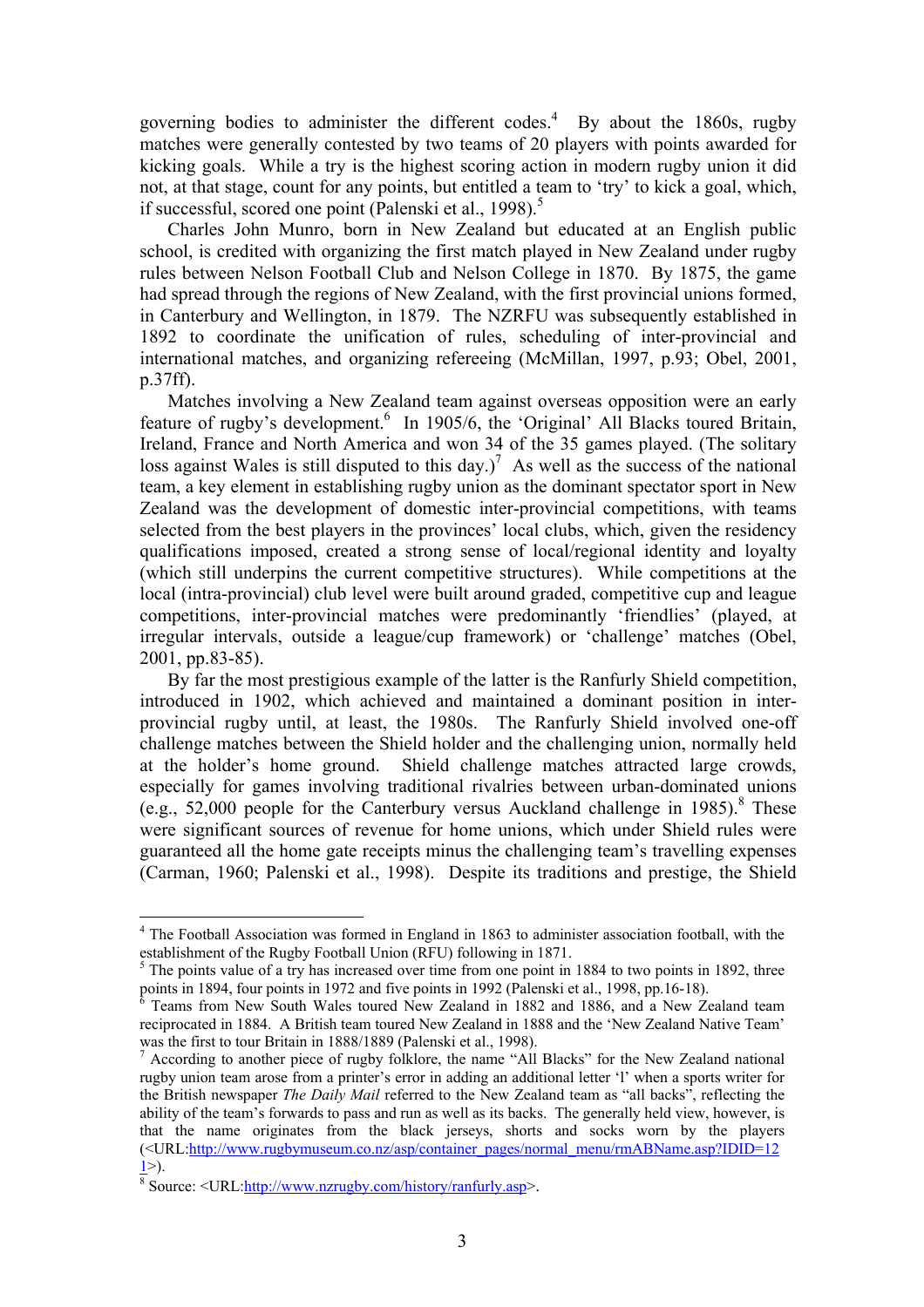governing bodies to administer the different codes.[4] By about the 1860s, rugby matches were generally contested by two teams of 20 players with points awarded for kicking goals. While a try is the highest scoring action in modern rugby union it did not, at that stage, count for any points, but entitled a team to 'try' to kick a goal, which, if successful, scored one point (Palenski et al., 1998).[5]

Charles John Munro, born in New Zealand but educated at an English public school, is credited with organizing the first match played in New Zealand under rugby rules between Nelson Football Club and Nelson College in 1870. By 1875, the game had spread through the regions of New Zealand, with the first provincial unions formed, in Canterbury and Wellington, in 1879. The NZRFU was subsequently established in 1892 to coordinate the unification of rules, scheduling of inter-provincial and international matches, and organizing refereeing (McMillan, 1997, p.93; Obel, 2001, p.37ff).

Matches involving a New Zealand team against overseas opposition were an early feature of rugby's development.[6] In 1905/6, the 'Original' All Blacks toured Britain, Ireland, France and North America and won 34 of the 35 games played. (The solitary loss against Wales is still disputed to this day.)[7] As well as the success of the national team, a key element in establishing rugby union as the dominant spectator sport in New Zealand was the development of domestic inter-provincial competitions, with teams selected from the best players in the provinces' local clubs, which, given the residency qualifications imposed, created a strong sense of local/regional identity and loyalty (which still underpins the current competitive structures). While competitions at the local (intra-provincial) club level were built around graded, competitive cup and league competitions, inter-provincial matches were predominantly 'friendlies' (played, at irregular intervals, outside a league/cup framework) or 'challenge' matches (Obel, 2001, pp.83-85).

By far the most prestigious example of the latter is the Ranfurly Shield competition, introduced in 1902, which achieved and maintained a dominant position in inter-provincial rugby until, at least, the 1980s. The Ranfurly Shield involved one-off challenge matches between the Shield holder and the challenging union, normally held at the holder's home ground. Shield challenge matches attracted large crowds, especially for games involving traditional rivalries between urban-dominated unions (e.g., 52,000 people for the Canterbury versus Auckland challenge in 1985).[8] These were significant sources of revenue for home unions, which under Shield rules were guaranteed all the home gate receipts minus the challenging team's travelling expenses (Carman, 1960; Palenski et al., 1998). Despite its traditions and prestige, the Shield

---

[4] The Football Association was formed in England in 1863 to administer association football, with the establishment of the Rugby Football Union (RFU) following in 1871.

[5] The points value of a try has increased over time from one point in 1884 to two points in 1892, three points in 1894, four points in 1972 and five points in 1992 (Palenski et al., 1998, pp.16-18).

[6] Teams from New South Wales toured New Zealand in 1882 and 1886, and a New Zealand team reciprocated in 1884. A British team toured New Zealand in 1888 and the 'New Zealand Native Team' was the first to tour Britain in 1888/1889 (Palenski et al., 1998).

[7] According to another piece of rugby folklore, the name "All Blacks" for the New Zealand national rugby union team arose from a printer's error in adding an additional letter 'l' when a sports writer for the British newspaper *The Daily Mail* referred to the New Zealand team as "all backs", reflecting the ability of the team's forwards to pass and run as well as its backs. The generally held view, however, is that the name originates from the black jerseys, shorts and socks worn by the players (<URL:http://www.rugbymuseum.co.nz/asp/container_pages/normal_menu/rmABName.asp?IDID=121>).

[8] Source: <URL:http://www.nzrugby.com/history/ranfurly.asp>.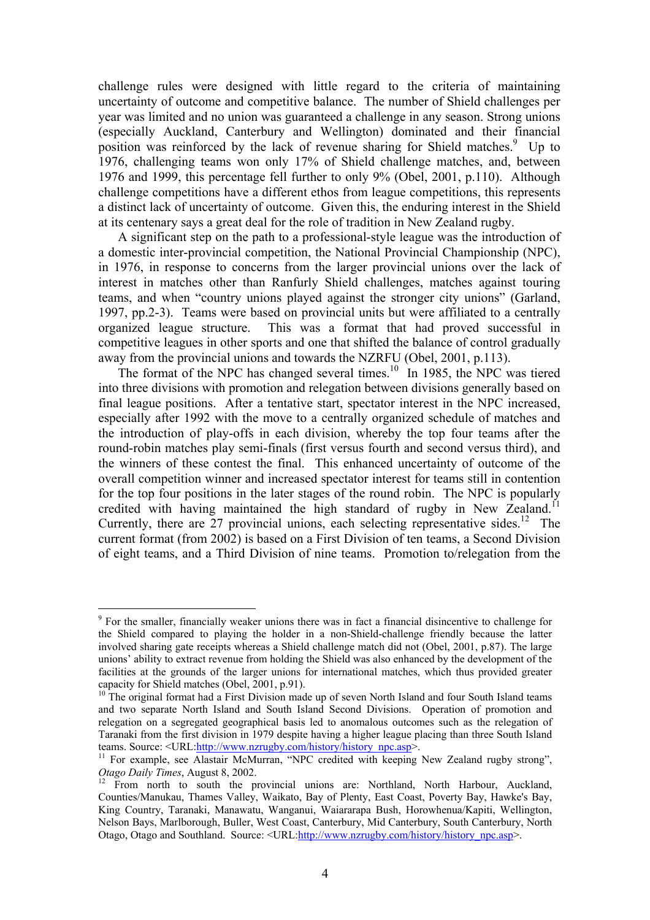challenge rules were designed with little regard to the criteria of maintaining uncertainty of outcome and competitive balance. The number of Shield challenges per year was limited and no union was guaranteed a challenge in any season. Strong unions (especially Auckland, Canterbury and Wellington) dominated and their financial position was reinforced by the lack of revenue sharing for Shield matches.[9] Up to 1976, challenging teams won only 17% of Shield challenge matches, and, between 1976 and 1999, this percentage fell further to only 9% (Obel, 2001, p.110). Although challenge competitions have a different ethos from league competitions, this represents a distinct lack of uncertainty of outcome. Given this, the enduring interest in the Shield at its centenary says a great deal for the role of tradition in New Zealand rugby.

A significant step on the path to a professional-style league was the introduction of a domestic inter-provincial competition, the National Provincial Championship (NPC), in 1976, in response to concerns from the larger provincial unions over the lack of interest in matches other than Ranfurly Shield challenges, matches against touring teams, and when "country unions played against the stronger city unions" (Garland, 1997, pp.2-3). Teams were based on provincial units but were affiliated to a centrally organized league structure. This was a format that had proved successful in competitive leagues in other sports and one that shifted the balance of control gradually away from the provincial unions and towards the NZRFU (Obel, 2001, p.113).

The format of the NPC has changed several times.[10] In 1985, the NPC was tiered into three divisions with promotion and relegation between divisions generally based on final league positions. After a tentative start, spectator interest in the NPC increased, especially after 1992 with the move to a centrally organized schedule of matches and the introduction of play-offs in each division, whereby the top four teams after the round-robin matches play semi-finals (first versus fourth and second versus third), and the winners of these contest the final. This enhanced uncertainty of outcome of the overall competition winner and increased spectator interest for teams still in contention for the top four positions in the later stages of the round robin. The NPC is popularly credited with having maintained the high standard of rugby in New Zealand.[11] Currently, there are 27 provincial unions, each selecting representative sides.[12] The current format (from 2002) is based on a First Division of ten teams, a Second Division of eight teams, and a Third Division of nine teams. Promotion to/relegation from the

---

[9] For the smaller, financially weaker unions there was in fact a financial disincentive to challenge for the Shield compared to playing the holder in a non-Shield-challenge friendly because the latter involved sharing gate receipts whereas a Shield challenge match did not (Obel, 2001, p.87). The large unions' ability to extract revenue from holding the Shield was also enhanced by the development of the facilities at the grounds of the larger unions for international matches, which thus provided greater capacity for Shield matches (Obel, 2001, p.91).

[10] The original format had a First Division made up of seven North Island and four South Island teams and two separate North Island and South Island Second Divisions. Operation of promotion and relegation on a segregated geographical basis led to anomalous outcomes such as the relegation of Taranaki from the first division in 1979 despite having a higher league placing than three South Island teams. Source: <URL:http://www.nzrugby.com/history/history_npc.asp>.

[11] For example, see Alastair McMurran, "NPC credited with keeping New Zealand rugby strong", *Otago Daily Times*, August 8, 2002.

[12] From north to south the provincial unions are: Northland, North Harbour, Auckland, Counties/Manukau, Thames Valley, Waikato, Bay of Plenty, East Coast, Poverty Bay, Hawke's Bay, King Country, Taranaki, Manawatu, Wanganui, Waiararapa Bush, Horowhenua/Kapiti, Wellington, Nelson Bays, Marlborough, Buller, West Coast, Canterbury, Mid Canterbury, South Canterbury, North Otago, Otago and Southland. Source: <URL:http://www.nzrugby.com/history/history_npc.asp>.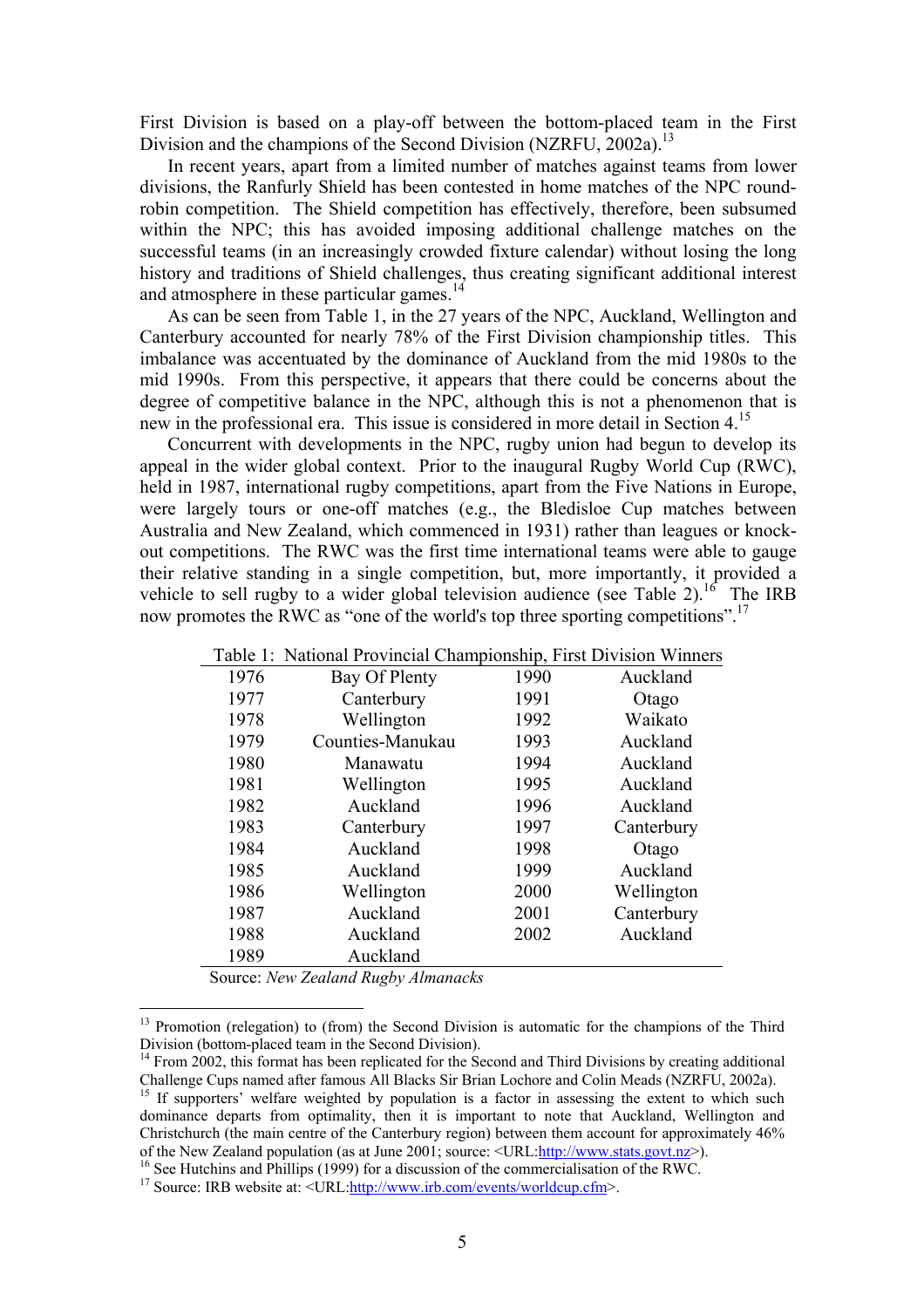First Division is based on a play-off between the bottom-placed team in the First Division and the champions of the Second Division (NZRFU, 2002a).[13]

In recent years, apart from a limited number of matches against teams from lower divisions, the Ranfurly Shield has been contested in home matches of the NPC round-robin competition. The Shield competition has effectively, therefore, been subsumed within the NPC; this has avoided imposing additional challenge matches on the successful teams (in an increasingly crowded fixture calendar) without losing the long history and traditions of Shield challenges, thus creating significant additional interest and atmosphere in these particular games.[14]

As can be seen from Table 1, in the 27 years of the NPC, Auckland, Wellington and Canterbury accounted for nearly 78% of the First Division championship titles. This imbalance was accentuated by the dominance of Auckland from the mid 1980s to the mid 1990s. From this perspective, it appears that there could be concerns about the degree of competitive balance in the NPC, although this is not a phenomenon that is new in the professional era. This issue is considered in more detail in Section 4.[15]

Concurrent with developments in the NPC, rugby union had begun to develop its appeal in the wider global context. Prior to the inaugural Rugby World Cup (RWC), held in 1987, international rugby competitions, apart from the Five Nations in Europe, were largely tours or one-off matches (e.g., the Bledisloe Cup matches between Australia and New Zealand, which commenced in 1931) rather than leagues or knock-out competitions. The RWC was the first time international teams were able to gauge their relative standing in a single competition, but, more importantly, it provided a vehicle to sell rugby to a wider global television audience (see Table 2).[16] The IRB now promotes the RWC as "one of the world's top three sporting competitions".[17]

Table 1: National Provincial Championship, First Division Winners

| | | | |
|---|---|---|---|
| 1976 | Bay Of Plenty | 1990 | Auckland |
| 1977 | Canterbury | 1991 | Otago |
| 1978 | Wellington | 1992 | Waikato |
| 1979 | Counties-Manukau | 1993 | Auckland |
| 1980 | Manawatu | 1994 | Auckland |
| 1981 | Wellington | 1995 | Auckland |
| 1982 | Auckland | 1996 | Auckland |
| 1983 | Canterbury | 1997 | Canterbury |
| 1984 | Auckland | 1998 | Otago |
| 1985 | Auckland | 1999 | Auckland |
| 1986 | Wellington | 2000 | Wellington |
| 1987 | Auckland | 2001 | Canterbury |
| 1988 | Auckland | 2002 | Auckland |
| 1989 | Auckland | | |

Source: *New Zealand Rugby Almanacks*

[13] Promotion (relegation) to (from) the Second Division is automatic for the champions of the Third Division (bottom-placed team in the Second Division).

[14] From 2002, this format has been replicated for the Second and Third Divisions by creating additional Challenge Cups named after famous All Blacks Sir Brian Lochore and Colin Meads (NZRFU, 2002a).

[15] If supporters' welfare weighted by population is a factor in assessing the extent to which such dominance departs from optimality, then it is important to note that Auckland, Wellington and Christchurch (the main centre of the Canterbury region) between them account for approximately 46% of the New Zealand population (as at June 2001; source: <URL:http://www.stats.govt.nz>).

[16] See Hutchins and Phillips (1999) for a discussion of the commercialisation of the RWC.

[17] Source: IRB website at: <URL:http://www.irb.com/events/worldcup.cfm>.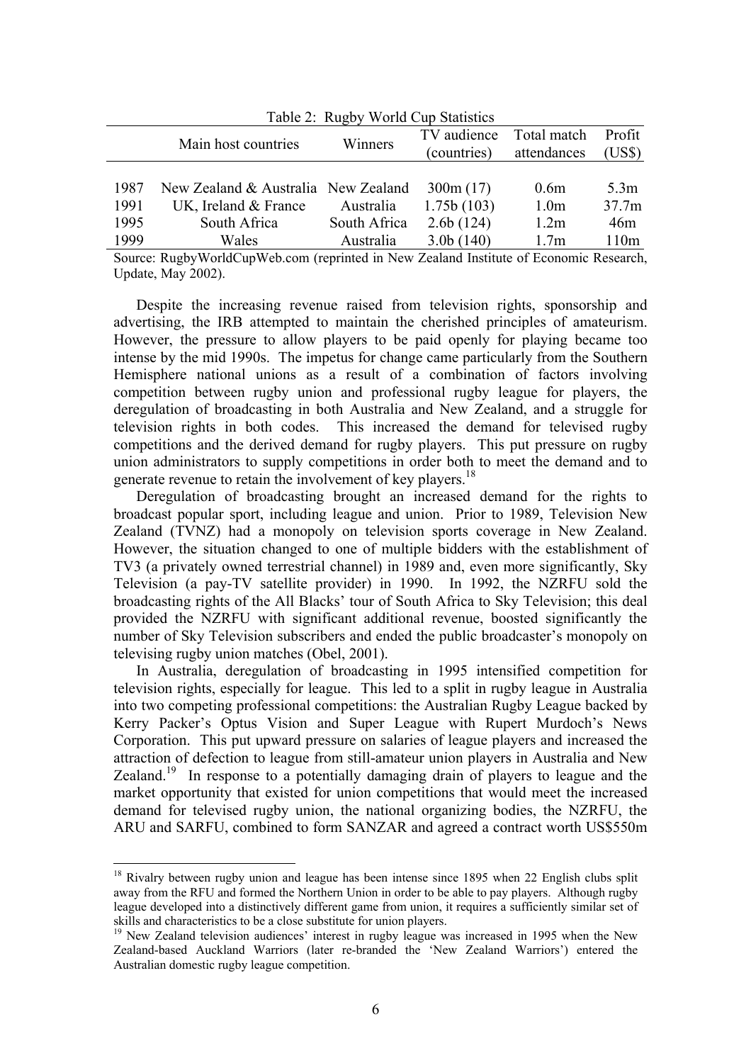Table 2: Rugby World Cup Statistics

| | Main host countries | Winners | TV audience (countries) | Total match attendances | Profit (US$) |
|---|---|---|---|---|---|
| 1987 | New Zealand & Australia | New Zealand | 300m (17) | 0.6m | 5.3m |
| 1991 | UK, Ireland & France | Australia | 1.75b (103) | 1.0m | 37.7m |
| 1995 | South Africa | South Africa | 2.6b (124) | 1.2m | 46m |
| 1999 | Wales | Australia | 3.0b (140) | 1.7m | 110m |

Source: RugbyWorldCupWeb.com (reprinted in New Zealand Institute of Economic Research, Update, May 2002).

Despite the increasing revenue raised from television rights, sponsorship and advertising, the IRB attempted to maintain the cherished principles of amateurism. However, the pressure to allow players to be paid openly for playing became too intense by the mid 1990s. The impetus for change came particularly from the Southern Hemisphere national unions as a result of a combination of factors involving competition between rugby union and professional rugby league for players, the deregulation of broadcasting in both Australia and New Zealand, and a struggle for television rights in both codes. This increased the demand for televised rugby competitions and the derived demand for rugby players. This put pressure on rugby union administrators to supply competitions in order both to meet the demand and to generate revenue to retain the involvement of key players.[18]

Deregulation of broadcasting brought an increased demand for the rights to broadcast popular sport, including league and union. Prior to 1989, Television New Zealand (TVNZ) had a monopoly on television sports coverage in New Zealand. However, the situation changed to one of multiple bidders with the establishment of TV3 (a privately owned terrestrial channel) in 1989 and, even more significantly, Sky Television (a pay-TV satellite provider) in 1990. In 1992, the NZRFU sold the broadcasting rights of the All Blacks' tour of South Africa to Sky Television; this deal provided the NZRFU with significant additional revenue, boosted significantly the number of Sky Television subscribers and ended the public broadcaster's monopoly on televising rugby union matches (Obel, 2001).

In Australia, deregulation of broadcasting in 1995 intensified competition for television rights, especially for league. This led to a split in rugby league in Australia into two competing professional competitions: the Australian Rugby League backed by Kerry Packer's Optus Vision and Super League with Rupert Murdoch's News Corporation. This put upward pressure on salaries of league players and increased the attraction of defection to league from still-amateur union players in Australia and New Zealand.[19] In response to a potentially damaging drain of players to league and the market opportunity that existed for union competitions that would meet the increased demand for televised rugby union, the national organizing bodies, the NZRFU, the ARU and SARFU, combined to form SANZAR and agreed a contract worth US$550m

[18] Rivalry between rugby union and league has been intense since 1895 when 22 English clubs split away from the RFU and formed the Northern Union in order to be able to pay players. Although rugby league developed into a distinctively different game from union, it requires a sufficiently similar set of skills and characteristics to be a close substitute for union players.

[19] New Zealand television audiences' interest in rugby league was increased in 1995 when the New Zealand-based Auckland Warriors (later re-branded the 'New Zealand Warriors') entered the Australian domestic rugby league competition.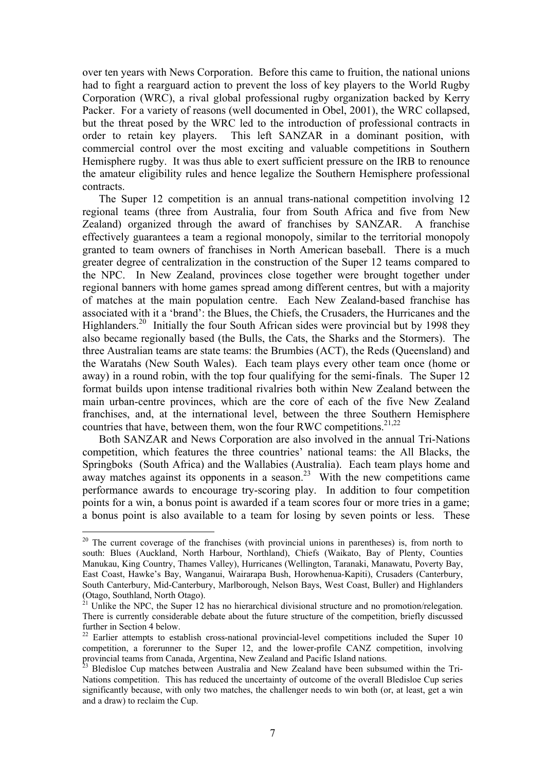over ten years with News Corporation. Before this came to fruition, the national unions had to fight a rearguard action to prevent the loss of key players to the World Rugby Corporation (WRC), a rival global professional rugby organization backed by Kerry Packer. For a variety of reasons (well documented in Obel, 2001), the WRC collapsed, but the threat posed by the WRC led to the introduction of professional contracts in order to retain key players. This left SANZAR in a dominant position, with commercial control over the most exciting and valuable competitions in Southern Hemisphere rugby. It was thus able to exert sufficient pressure on the IRB to renounce the amateur eligibility rules and hence legalize the Southern Hemisphere professional contracts.

The Super 12 competition is an annual trans-national competition involving 12 regional teams (three from Australia, four from South Africa and five from New Zealand) organized through the award of franchises by SANZAR. A franchise effectively guarantees a team a regional monopoly, similar to the territorial monopoly granted to team owners of franchises in North American baseball. There is a much greater degree of centralization in the construction of the Super 12 teams compared to the NPC. In New Zealand, provinces close together were brought together under regional banners with home games spread among different centres, but with a majority of matches at the main population centre. Each New Zealand-based franchise has associated with it a 'brand': the Blues, the Chiefs, the Crusaders, the Hurricanes and the Highlanders.[20] Initially the four South African sides were provincial but by 1998 they also became regionally based (the Bulls, the Cats, the Sharks and the Stormers). The three Australian teams are state teams: the Brumbies (ACT), the Reds (Queensland) and the Waratahs (New South Wales). Each team plays every other team once (home or away) in a round robin, with the top four qualifying for the semi-finals. The Super 12 format builds upon intense traditional rivalries both within New Zealand between the main urban-centre provinces, which are the core of each of the five New Zealand franchises, and, at the international level, between the three Southern Hemisphere countries that have, between them, won the four RWC competitions.[21,22]

Both SANZAR and News Corporation are also involved in the annual Tri-Nations competition, which features the three countries' national teams: the All Blacks, the Springboks (South Africa) and the Wallabies (Australia). Each team plays home and away matches against its opponents in a season.[23] With the new competitions came performance awards to encourage try-scoring play. In addition to four competition points for a win, a bonus point is awarded if a team scores four or more tries in a game; a bonus point is also available to a team for losing by seven points or less. These

---

[20] The current coverage of the franchises (with provincial unions in parentheses) is, from north to south: Blues (Auckland, North Harbour, Northland), Chiefs (Waikato, Bay of Plenty, Counties Manukau, King Country, Thames Valley), Hurricanes (Wellington, Taranaki, Manawatu, Poverty Bay, East Coast, Hawke's Bay, Wanganui, Wairarapa Bush, Horowhenua-Kapiti), Crusaders (Canterbury, South Canterbury, Mid-Canterbury, Marlborough, Nelson Bays, West Coast, Buller) and Highlanders (Otago, Southland, North Otago).

[21] Unlike the NPC, the Super 12 has no hierarchical divisional structure and no promotion/relegation. There is currently considerable debate about the future structure of the competition, briefly discussed further in Section 4 below.

[22] Earlier attempts to establish cross-national provincial-level competitions included the Super 10 competition, a forerunner to the Super 12, and the lower-profile CANZ competition, involving provincial teams from Canada, Argentina, New Zealand and Pacific Island nations.

[23] Bledisloe Cup matches between Australia and New Zealand have been subsumed within the Tri-Nations competition. This has reduced the uncertainty of outcome of the overall Bledisloe Cup series significantly because, with only two matches, the challenger needs to win both (or, at least, get a win and a draw) to reclaim the Cup.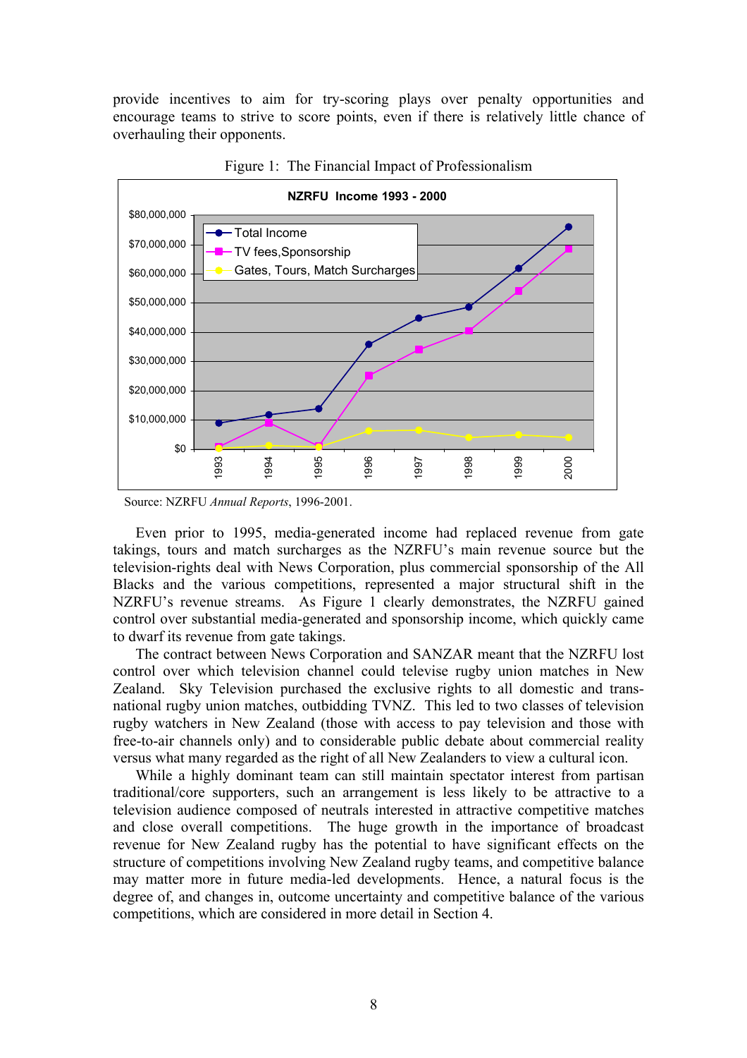provide incentives to aim for try-scoring plays over penalty opportunities and encourage teams to strive to score points, even if there is relatively little chance of overhauling their opponents.

Figure 1: The Financial Impact of Professionalism

Source: NZRFU *Annual Reports*, 1996-2001.

Even prior to 1995, media-generated income had replaced revenue from gate takings, tours and match surcharges as the NZRFU's main revenue source but the television-rights deal with News Corporation, plus commercial sponsorship of the All Blacks and the various competitions, represented a major structural shift in the NZRFU's revenue streams. As Figure 1 clearly demonstrates, the NZRFU gained control over substantial media-generated and sponsorship income, which quickly came to dwarf its revenue from gate takings.

The contract between News Corporation and SANZAR meant that the NZRFU lost control over which television channel could televise rugby union matches in New Zealand. Sky Television purchased the exclusive rights to all domestic and trans-national rugby union matches, outbidding TVNZ. This led to two classes of television rugby watchers in New Zealand (those with access to pay television and those with free-to-air channels only) and to considerable public debate about commercial reality versus what many regarded as the right of all New Zealanders to view a cultural icon.

While a highly dominant team can still maintain spectator interest from partisan traditional/core supporters, such an arrangement is less likely to be attractive to a television audience composed of neutrals interested in attractive competitive matches and close overall competitions. The huge growth in the importance of broadcast revenue for New Zealand rugby has the potential to have significant effects on the structure of competitions involving New Zealand rugby teams, and competitive balance may matter more in future media-led developments. Hence, a natural focus is the degree of, and changes in, outcome uncertainty and competitive balance of the various competitions, which are considered in more detail in Section 4.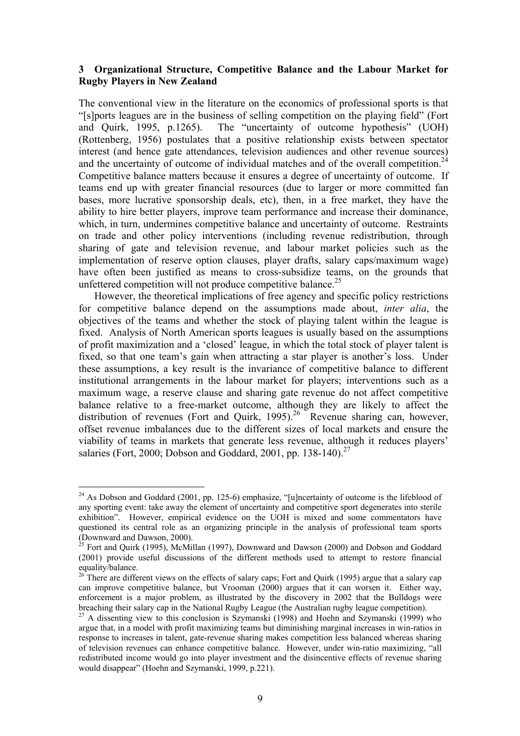## 3 Organizational Structure, Competitive Balance and the Labour Market for Rugby Players in New Zealand

The conventional view in the literature on the economics of professional sports is that "[s]ports leagues are in the business of selling competition on the playing field" (Fort and Quirk, 1995, p.1265). The "uncertainty of outcome hypothesis" (UOH) (Rottenberg, 1956) postulates that a positive relationship exists between spectator interest (and hence gate attendances, television audiences and other revenue sources) and the uncertainty of outcome of individual matches and of the overall competition.[24] Competitive balance matters because it ensures a degree of uncertainty of outcome. If teams end up with greater financial resources (due to larger or more committed fan bases, more lucrative sponsorship deals, etc), then, in a free market, they have the ability to hire better players, improve team performance and increase their dominance, which, in turn, undermines competitive balance and uncertainty of outcome. Restraints on trade and other policy interventions (including revenue redistribution, through sharing of gate and television revenue, and labour market policies such as the implementation of reserve option clauses, player drafts, salary caps/maximum wage) have often been justified as means to cross-subsidize teams, on the grounds that unfettered competition will not produce competitive balance.[25]

However, the theoretical implications of free agency and specific policy restrictions for competitive balance depend on the assumptions made about, *inter alia*, the objectives of the teams and whether the stock of playing talent within the league is fixed. Analysis of North American sports leagues is usually based on the assumptions of profit maximization and a 'closed' league, in which the total stock of player talent is fixed, so that one team's gain when attracting a star player is another's loss. Under these assumptions, a key result is the invariance of competitive balance to different institutional arrangements in the labour market for players; interventions such as a maximum wage, a reserve clause and sharing gate revenue do not affect competitive balance relative to a free-market outcome, although they are likely to affect the distribution of revenues (Fort and Quirk, 1995).[26] Revenue sharing can, however, offset revenue imbalances due to the different sizes of local markets and ensure the viability of teams in markets that generate less revenue, although it reduces players' salaries (Fort, 2000; Dobson and Goddard, 2001, pp. 138-140).[27]

---

[24] As Dobson and Goddard (2001, pp. 125-6) emphasize, "[u]ncertainty of outcome is the lifeblood of any sporting event: take away the element of uncertainty and competitive sport degenerates into sterile exhibition". However, empirical evidence on the UOH is mixed and some commentators have questioned its central role as an organizing principle in the analysis of professional team sports (Downward and Dawson, 2000).

[25] Fort and Quirk (1995), McMillan (1997), Downward and Dawson (2000) and Dobson and Goddard (2001) provide useful discussions of the different methods used to attempt to restore financial equality/balance.

[26] There are different views on the effects of salary caps; Fort and Quirk (1995) argue that a salary cap can improve competitive balance, but Vrooman (2000) argues that it can worsen it. Either way, enforcement is a major problem, as illustrated by the discovery in 2002 that the Bulldogs were breaching their salary cap in the National Rugby League (the Australian rugby league competition).

[27] A dissenting view to this conclusion is Szymanski (1998) and Hoehn and Szymanski (1999) who argue that, in a model with profit maximizing teams but diminishing marginal increases in win-ratios in response to increases in talent, gate-revenue sharing makes competition less balanced whereas sharing of television revenues can enhance competitive balance. However, under win-ratio maximizing, "all redistributed income would go into player investment and the disincentive effects of revenue sharing would disappear" (Hoehn and Szymanski, 1999, p.221).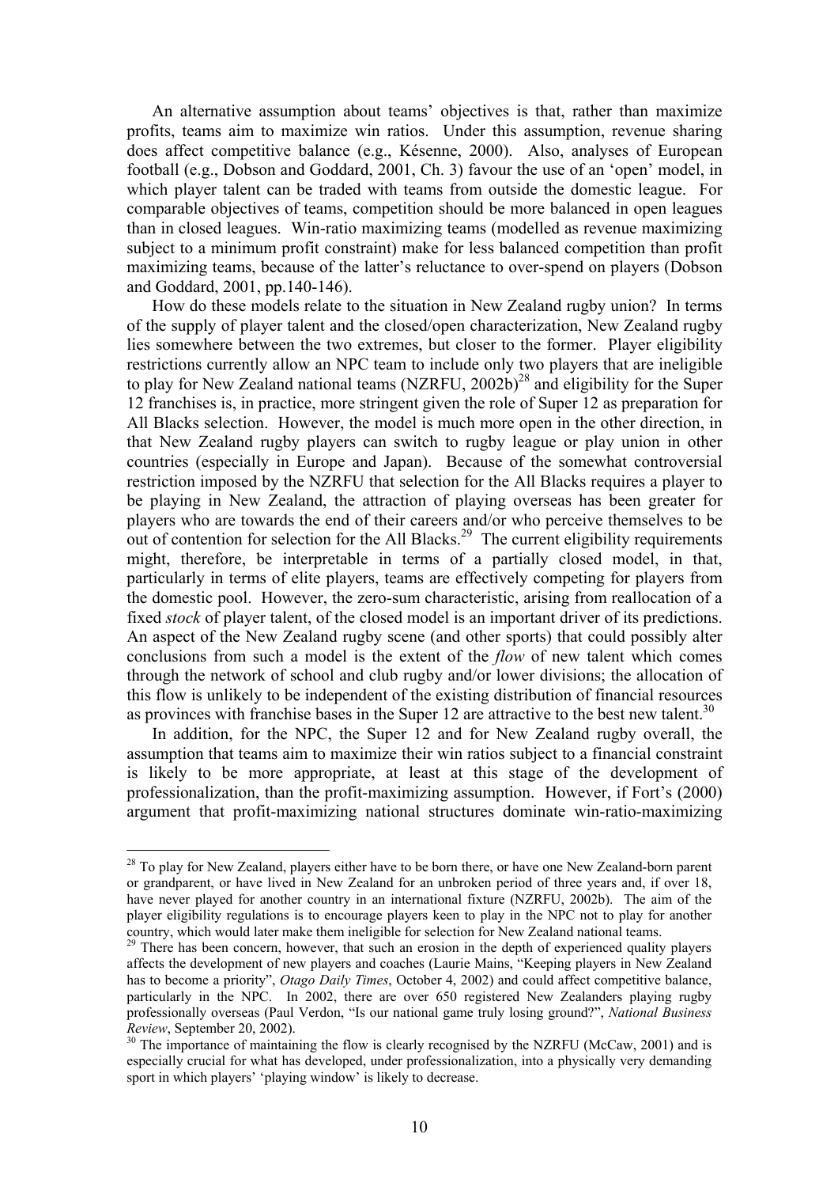An alternative assumption about teams' objectives is that, rather than maximize profits, teams aim to maximize win ratios. Under this assumption, revenue sharing does affect competitive balance (e.g., Késenne, 2000). Also, analyses of European football (e.g., Dobson and Goddard, 2001, Ch. 3) favour the use of an 'open' model, in which player talent can be traded with teams from outside the domestic league. For comparable objectives of teams, competition should be more balanced in open leagues than in closed leagues. Win-ratio maximizing teams (modelled as revenue maximizing subject to a minimum profit constraint) make for less balanced competition than profit maximizing teams, because of the latter's reluctance to over-spend on players (Dobson and Goddard, 2001, pp.140-146).

How do these models relate to the situation in New Zealand rugby union? In terms of the supply of player talent and the closed/open characterization, New Zealand rugby lies somewhere between the two extremes, but closer to the former. Player eligibility restrictions currently allow an NPC team to include only two players that are ineligible to play for New Zealand national teams (NZRFU, 2002b)[28] and eligibility for the Super 12 franchises is, in practice, more stringent given the role of Super 12 as preparation for All Blacks selection. However, the model is much more open in the other direction, in that New Zealand rugby players can switch to rugby league or play union in other countries (especially in Europe and Japan). Because of the somewhat controversial restriction imposed by the NZRFU that selection for the All Blacks requires a player to be playing in New Zealand, the attraction of playing overseas has been greater for players who are towards the end of their careers and/or who perceive themselves to be out of contention for selection for the All Blacks.[29] The current eligibility requirements might, therefore, be interpretable in terms of a partially closed model, in that, particularly in terms of elite players, teams are effectively competing for players from the domestic pool. However, the zero-sum characteristic, arising from reallocation of a fixed *stock* of player talent, of the closed model is an important driver of its predictions. An aspect of the New Zealand rugby scene (and other sports) that could possibly alter conclusions from such a model is the extent of the *flow* of new talent which comes through the network of school and club rugby and/or lower divisions; the allocation of this flow is unlikely to be independent of the existing distribution of financial resources as provinces with franchise bases in the Super 12 are attractive to the best new talent.[30]

In addition, for the NPC, the Super 12 and for New Zealand rugby overall, the assumption that teams aim to maximize their win ratios subject to a financial constraint is likely to be more appropriate, at least at this stage of the development of professionalization, than the profit-maximizing assumption. However, if Fort's (2000) argument that profit-maximizing national structures dominate win-ratio-maximizing

---

[28] To play for New Zealand, players either have to be born there, or have one New Zealand-born parent or grandparent, or have lived in New Zealand for an unbroken period of three years and, if over 18, have never played for another country in an international fixture (NZRFU, 2002b). The aim of the player eligibility regulations is to encourage players keen to play in the NPC not to play for another country, which would later make them ineligible for selection for New Zealand national teams.

[29] There has been concern, however, that such an erosion in the depth of experienced quality players affects the development of new players and coaches (Laurie Mains, "Keeping players in New Zealand has to become a priority", *Otago Daily Times*, October 4, 2002) and could affect competitive balance, particularly in the NPC. In 2002, there are over 650 registered New Zealanders playing rugby professionally overseas (Paul Verdon, "Is our national game truly losing ground?", *National Business Review*, September 20, 2002).

[30] The importance of maintaining the flow is clearly recognised by the NZRFU (McCaw, 2001) and is especially crucial for what has developed, under professionalization, into a physically very demanding sport in which players' 'playing window' is likely to decrease.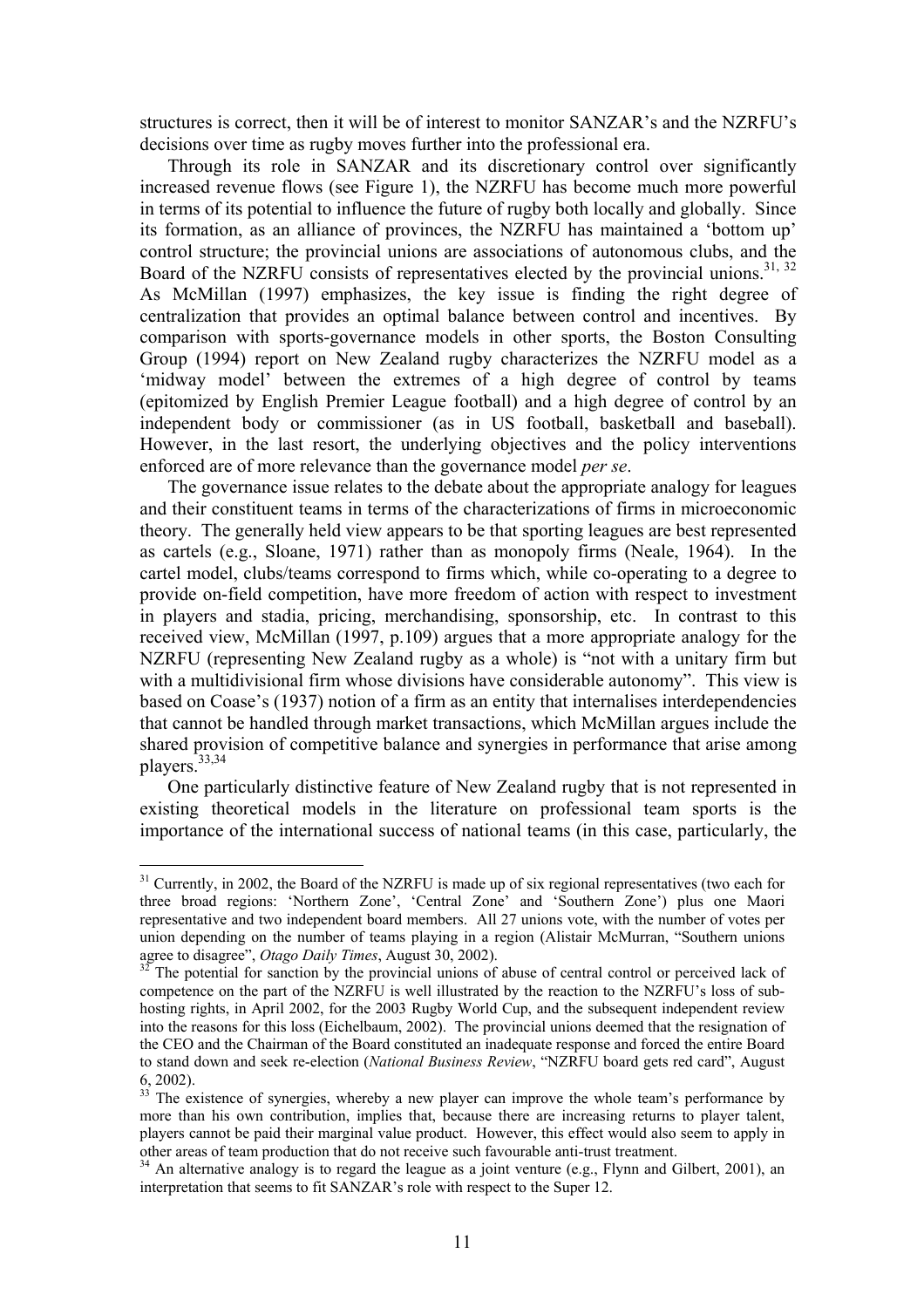structures is correct, then it will be of interest to monitor SANZAR's and the NZRFU's decisions over time as rugby moves further into the professional era.

Through its role in SANZAR and its discretionary control over significantly increased revenue flows (see Figure 1), the NZRFU has become much more powerful in terms of its potential to influence the future of rugby both locally and globally. Since its formation, as an alliance of provinces, the NZRFU has maintained a 'bottom up' control structure; the provincial unions are associations of autonomous clubs, and the Board of the NZRFU consists of representatives elected by the provincial unions.[31, 32] As McMillan (1997) emphasizes, the key issue is finding the right degree of centralization that provides an optimal balance between control and incentives. By comparison with sports-governance models in other sports, the Boston Consulting Group (1994) report on New Zealand rugby characterizes the NZRFU model as a 'midway model' between the extremes of a high degree of control by teams (epitomized by English Premier League football) and a high degree of control by an independent body or commissioner (as in US football, basketball and baseball). However, in the last resort, the underlying objectives and the policy interventions enforced are of more relevance than the governance model *per se*.

The governance issue relates to the debate about the appropriate analogy for leagues and their constituent teams in terms of the characterizations of firms in microeconomic theory. The generally held view appears to be that sporting leagues are best represented as cartels (e.g., Sloane, 1971) rather than as monopoly firms (Neale, 1964). In the cartel model, clubs/teams correspond to firms which, while co-operating to a degree to provide on-field competition, have more freedom of action with respect to investment in players and stadia, pricing, merchandising, sponsorship, etc. In contrast to this received view, McMillan (1997, p.109) argues that a more appropriate analogy for the NZRFU (representing New Zealand rugby as a whole) is "not with a unitary firm but with a multidivisional firm whose divisions have considerable autonomy". This view is based on Coase's (1937) notion of a firm as an entity that internalises interdependencies that cannot be handled through market transactions, which McMillan argues include the shared provision of competitive balance and synergies in performance that arise among players.[33,34]

One particularly distinctive feature of New Zealand rugby that is not represented in existing theoretical models in the literature on professional team sports is the importance of the international success of national teams (in this case, particularly, the

---

[31] Currently, in 2002, the Board of the NZRFU is made up of six regional representatives (two each for three broad regions: 'Northern Zone', 'Central Zone' and 'Southern Zone') plus one Maori representative and two independent board members. All 27 unions vote, with the number of votes per union depending on the number of teams playing in a region (Alistair McMurran, "Southern unions agree to disagree", *Otago Daily Times*, August 30, 2002).

[32] The potential for sanction by the provincial unions of abuse of central control or perceived lack of competence on the part of the NZRFU is well illustrated by the reaction to the NZRFU's loss of sub-hosting rights, in April 2002, for the 2003 Rugby World Cup, and the subsequent independent review into the reasons for this loss (Eichelbaum, 2002). The provincial unions deemed that the resignation of the CEO and the Chairman of the Board constituted an inadequate response and forced the entire Board to stand down and seek re-election (*National Business Review*, "NZRFU board gets red card", August 6, 2002).

[33] The existence of synergies, whereby a new player can improve the whole team's performance by more than his own contribution, implies that, because there are increasing returns to player talent, players cannot be paid their marginal value product. However, this effect would also seem to apply in other areas of team production that do not receive such favourable anti-trust treatment.

[34] An alternative analogy is to regard the league as a joint venture (e.g., Flynn and Gilbert, 2001), an interpretation that seems to fit SANZAR's role with respect to the Super 12.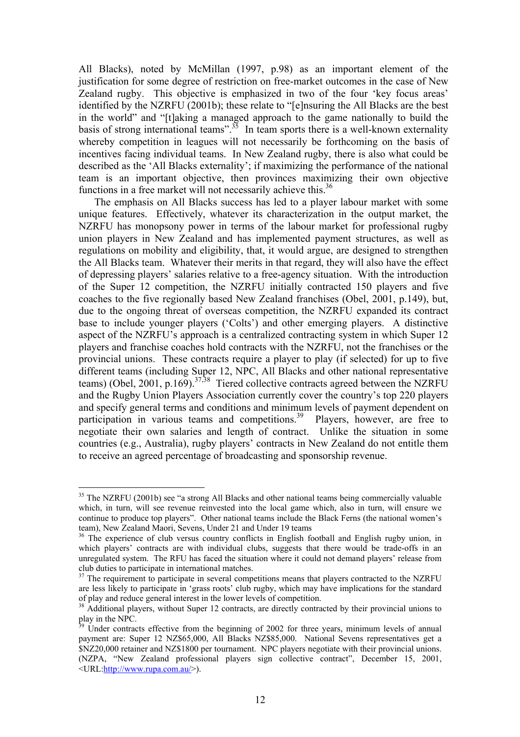All Blacks), noted by McMillan (1997, p.98) as an important element of the justification for some degree of restriction on free-market outcomes in the case of New Zealand rugby. This objective is emphasized in two of the four 'key focus areas' identified by the NZRFU (2001b); these relate to "[e]nsuring the All Blacks are the best in the world" and "[t]aking a managed approach to the game nationally to build the basis of strong international teams".[35] In team sports there is a well-known externality whereby competition in leagues will not necessarily be forthcoming on the basis of incentives facing individual teams. In New Zealand rugby, there is also what could be described as the 'All Blacks externality'; if maximizing the performance of the national team is an important objective, then provinces maximizing their own objective functions in a free market will not necessarily achieve this.[36]

The emphasis on All Blacks success has led to a player labour market with some unique features. Effectively, whatever its characterization in the output market, the NZRFU has monopsony power in terms of the labour market for professional rugby union players in New Zealand and has implemented payment structures, as well as regulations on mobility and eligibility, that, it would argue, are designed to strengthen the All Blacks team. Whatever their merits in that regard, they will also have the effect of depressing players' salaries relative to a free-agency situation. With the introduction of the Super 12 competition, the NZRFU initially contracted 150 players and five coaches to the five regionally based New Zealand franchises (Obel, 2001, p.149), but, due to the ongoing threat of overseas competition, the NZRFU expanded its contract base to include younger players ('Colts') and other emerging players. A distinctive aspect of the NZRFU's approach is a centralized contracting system in which Super 12 players and franchise coaches hold contracts with the NZRFU, not the franchises or the provincial unions. These contracts require a player to play (if selected) for up to five different teams (including Super 12, NPC, All Blacks and other national representative teams) (Obel, 2001, p.169).[37,38] Tiered collective contracts agreed between the NZRFU and the Rugby Union Players Association currently cover the country's top 220 players and specify general terms and conditions and minimum levels of payment dependent on participation in various teams and competitions.[39] Players, however, are free to negotiate their own salaries and length of contract. Unlike the situation in some countries (e.g., Australia), rugby players' contracts in New Zealand do not entitle them to receive an agreed percentage of broadcasting and sponsorship revenue.

---

[35] The NZRFU (2001b) see "a strong All Blacks and other national teams being commercially valuable which, in turn, will see revenue reinvested into the local game which, also in turn, will ensure we continue to produce top players". Other national teams include the Black Ferns (the national women's team), New Zealand Maori, Sevens, Under 21 and Under 19 teams

[36] The experience of club versus country conflicts in English football and English rugby union, in which players' contracts are with individual clubs, suggests that there would be trade-offs in an unregulated system. The RFU has faced the situation where it could not demand players' release from club duties to participate in international matches.

[37] The requirement to participate in several competitions means that players contracted to the NZRFU are less likely to participate in 'grass roots' club rugby, which may have implications for the standard of play and reduce general interest in the lower levels of competition.

[38] Additional players, without Super 12 contracts, are directly contracted by their provincial unions to play in the NPC.

[39] Under contracts effective from the beginning of 2002 for three years, minimum levels of annual payment are: Super 12 NZ$65,000, All Blacks NZ$85,000. National Sevens representatives get a $NZ20,000 retainer and NZ$1800 per tournament. NPC players negotiate with their provincial unions. (NZPA, "New Zealand professional players sign collective contract", December 15, 2001, <URL:http://www.rupa.com.au/>).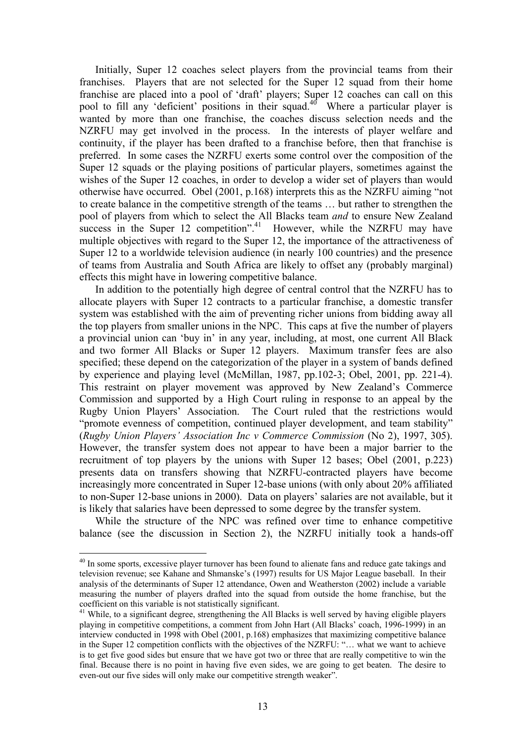Initially, Super 12 coaches select players from the provincial teams from their franchises. Players that are not selected for the Super 12 squad from their home franchise are placed into a pool of 'draft' players; Super 12 coaches can call on this pool to fill any 'deficient' positions in their squad.[40] Where a particular player is wanted by more than one franchise, the coaches discuss selection needs and the NZRFU may get involved in the process. In the interests of player welfare and continuity, if the player has been drafted to a franchise before, then that franchise is preferred. In some cases the NZRFU exerts some control over the composition of the Super 12 squads or the playing positions of particular players, sometimes against the wishes of the Super 12 coaches, in order to develop a wider set of players than would otherwise have occurred. Obel (2001, p.168) interprets this as the NZRFU aiming "not to create balance in the competitive strength of the teams … but rather to strengthen the pool of players from which to select the All Blacks team *and* to ensure New Zealand success in the Super 12 competition".[41] However, while the NZRFU may have multiple objectives with regard to the Super 12, the importance of the attractiveness of Super 12 to a worldwide television audience (in nearly 100 countries) and the presence of teams from Australia and South Africa are likely to offset any (probably marginal) effects this might have in lowering competitive balance.

In addition to the potentially high degree of central control that the NZRFU has to allocate players with Super 12 contracts to a particular franchise, a domestic transfer system was established with the aim of preventing richer unions from bidding away all the top players from smaller unions in the NPC. This caps at five the number of players a provincial union can 'buy in' in any year, including, at most, one current All Black and two former All Blacks or Super 12 players. Maximum transfer fees are also specified; these depend on the categorization of the player in a system of bands defined by experience and playing level (McMillan, 1987, pp.102-3; Obel, 2001, pp. 221-4). This restraint on player movement was approved by New Zealand's Commerce Commission and supported by a High Court ruling in response to an appeal by the Rugby Union Players' Association. The Court ruled that the restrictions would "promote evenness of competition, continued player development, and team stability" (*Rugby Union Players' Association Inc v Commerce Commission* (No 2), 1997, 305). However, the transfer system does not appear to have been a major barrier to the recruitment of top players by the unions with Super 12 bases; Obel (2001, p.223) presents data on transfers showing that NZRFU-contracted players have become increasingly more concentrated in Super 12-base unions (with only about 20% affiliated to non-Super 12-base unions in 2000). Data on players' salaries are not available, but it is likely that salaries have been depressed to some degree by the transfer system.

While the structure of the NPC was refined over time to enhance competitive balance (see the discussion in Section 2), the NZRFU initially took a hands-off

---

[40] In some sports, excessive player turnover has been found to alienate fans and reduce gate takings and television revenue; see Kahane and Shmanske's (1997) results for US Major League baseball. In their analysis of the determinants of Super 12 attendance, Owen and Weatherston (2002) include a variable measuring the number of players drafted into the squad from outside the home franchise, but the coefficient on this variable is not statistically significant.

[41] While, to a significant degree, strengthening the All Blacks is well served by having eligible players playing in competitive competitions, a comment from John Hart (All Blacks' coach, 1996-1999) in an interview conducted in 1998 with Obel (2001, p.168) emphasizes that maximizing competitive balance in the Super 12 competition conflicts with the objectives of the NZRFU: "… what we want to achieve is to get five good sides but ensure that we have got two or three that are really competitive to win the final. Because there is no point in having five even sides, we are going to get beaten. The desire to even-out our five sides will only make our competitive strength weaker".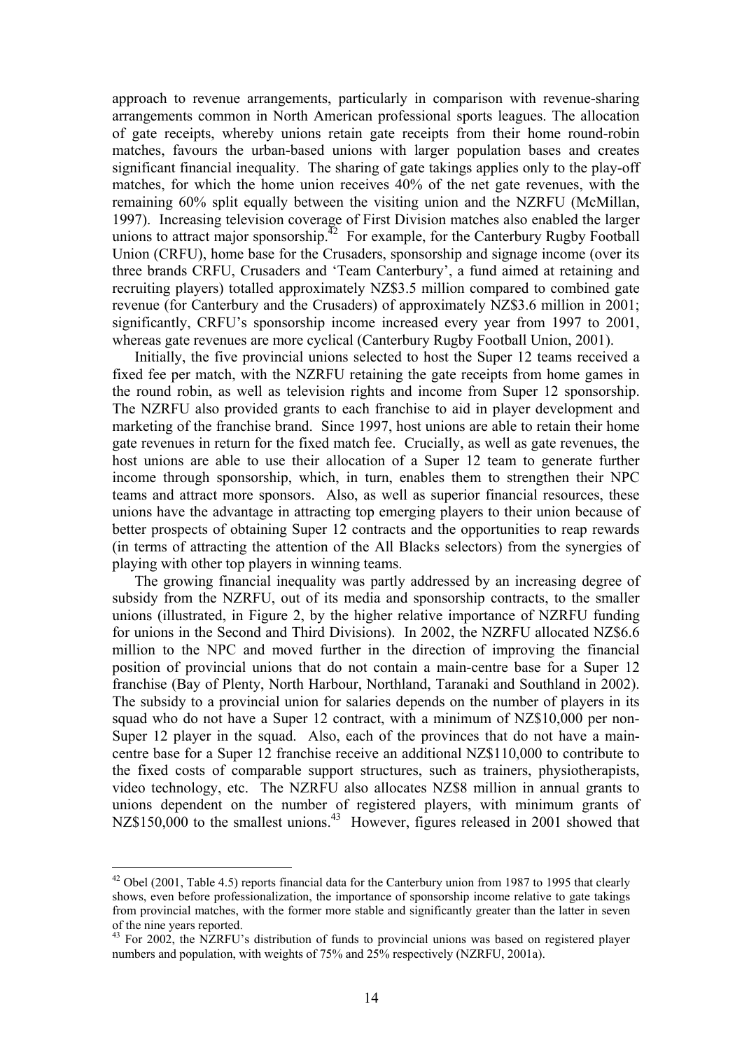approach to revenue arrangements, particularly in comparison with revenue-sharing arrangements common in North American professional sports leagues. The allocation of gate receipts, whereby unions retain gate receipts from their home round-robin matches, favours the urban-based unions with larger population bases and creates significant financial inequality. The sharing of gate takings applies only to the play-off matches, for which the home union receives 40% of the net gate revenues, with the remaining 60% split equally between the visiting union and the NZRFU (McMillan, 1997). Increasing television coverage of First Division matches also enabled the larger unions to attract major sponsorship.[42] For example, for the Canterbury Rugby Football Union (CRFU), home base for the Crusaders, sponsorship and signage income (over its three brands CRFU, Crusaders and 'Team Canterbury', a fund aimed at retaining and recruiting players) totalled approximately NZ$3.5 million compared to combined gate revenue (for Canterbury and the Crusaders) of approximately NZ$3.6 million in 2001; significantly, CRFU's sponsorship income increased every year from 1997 to 2001, whereas gate revenues are more cyclical (Canterbury Rugby Football Union, 2001).

Initially, the five provincial unions selected to host the Super 12 teams received a fixed fee per match, with the NZRFU retaining the gate receipts from home games in the round robin, as well as television rights and income from Super 12 sponsorship. The NZRFU also provided grants to each franchise to aid in player development and marketing of the franchise brand. Since 1997, host unions are able to retain their home gate revenues in return for the fixed match fee. Crucially, as well as gate revenues, the host unions are able to use their allocation of a Super 12 team to generate further income through sponsorship, which, in turn, enables them to strengthen their NPC teams and attract more sponsors. Also, as well as superior financial resources, these unions have the advantage in attracting top emerging players to their union because of better prospects of obtaining Super 12 contracts and the opportunities to reap rewards (in terms of attracting the attention of the All Blacks selectors) from the synergies of playing with other top players in winning teams.

The growing financial inequality was partly addressed by an increasing degree of subsidy from the NZRFU, out of its media and sponsorship contracts, to the smaller unions (illustrated, in Figure 2, by the higher relative importance of NZRFU funding for unions in the Second and Third Divisions). In 2002, the NZRFU allocated NZ$6.6 million to the NPC and moved further in the direction of improving the financial position of provincial unions that do not contain a main-centre base for a Super 12 franchise (Bay of Plenty, North Harbour, Northland, Taranaki and Southland in 2002). The subsidy to a provincial union for salaries depends on the number of players in its squad who do not have a Super 12 contract, with a minimum of NZ$10,000 per non-Super 12 player in the squad. Also, each of the provinces that do not have a main-centre base for a Super 12 franchise receive an additional NZ$110,000 to contribute to the fixed costs of comparable support structures, such as trainers, physiotherapists, video technology, etc. The NZRFU also allocates NZ$8 million in annual grants to unions dependent on the number of registered players, with minimum grants of NZ$150,000 to the smallest unions.[43] However, figures released in 2001 showed that

[42] Obel (2001, Table 4.5) reports financial data for the Canterbury union from 1987 to 1995 that clearly shows, even before professionalization, the importance of sponsorship income relative to gate takings from provincial matches, with the former more stable and significantly greater than the latter in seven of the nine years reported.

[43] For 2002, the NZRFU's distribution of funds to provincial unions was based on registered player numbers and population, with weights of 75% and 25% respectively (NZRFU, 2001a).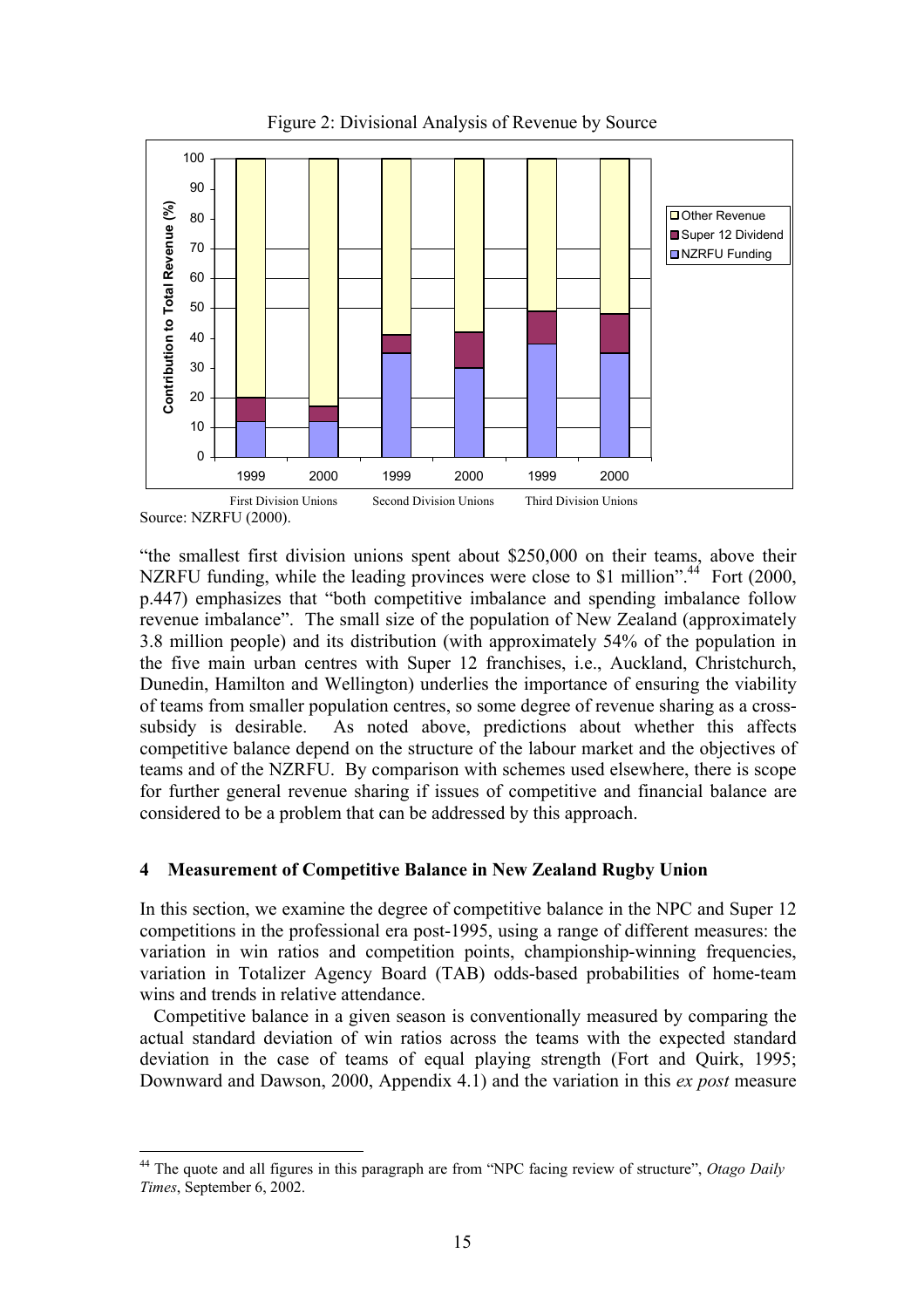Figure 2: Divisional Analysis of Revenue by Source

Source: NZRFU (2000).

"the smallest first division unions spent about $250,000 on their teams, above their NZRFU funding, while the leading provinces were close to $1 million".[44] Fort (2000, p.447) emphasizes that "both competitive imbalance and spending imbalance follow revenue imbalance". The small size of the population of New Zealand (approximately 3.8 million people) and its distribution (with approximately 54% of the population in the five main urban centres with Super 12 franchises, i.e., Auckland, Christchurch, Dunedin, Hamilton and Wellington) underlies the importance of ensuring the viability of teams from smaller population centres, so some degree of revenue sharing as a cross-subsidy is desirable. As noted above, predictions about whether this affects competitive balance depend on the structure of the labour market and the objectives of teams and of the NZRFU. By comparison with schemes used elsewhere, there is scope for further general revenue sharing if issues of competitive and financial balance are considered to be a problem that can be addressed by this approach.

## 4 Measurement of Competitive Balance in New Zealand Rugby Union

In this section, we examine the degree of competitive balance in the NPC and Super 12 competitions in the professional era post-1995, using a range of different measures: the variation in win ratios and competition points, championship-winning frequencies, variation in Totalizer Agency Board (TAB) odds-based probabilities of home-team wins and trends in relative attendance.

Competitive balance in a given season is conventionally measured by comparing the actual standard deviation of win ratios across the teams with the expected standard deviation in the case of teams of equal playing strength (Fort and Quirk, 1995; Downward and Dawson, 2000, Appendix 4.1) and the variation in this *ex post* measure

[44] The quote and all figures in this paragraph are from "NPC facing review of structure", *Otago Daily Times*, September 6, 2002.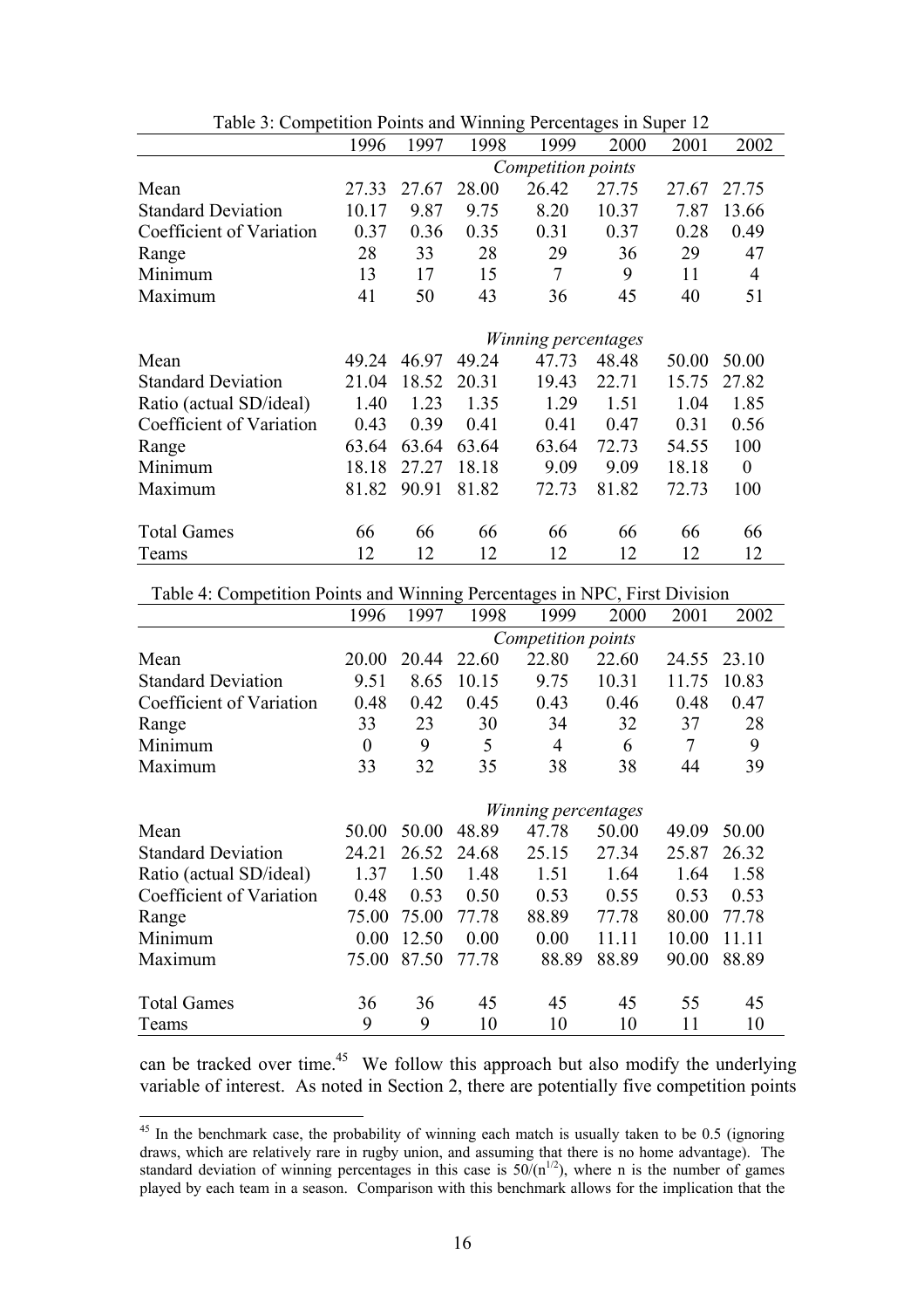Table 3: Competition Points and Winning Percentages in Super 12

| | 1996 | 1997 | 1998 | 1999 | 2000 | 2001 | 2002 |
|---|---|---|---|---|---|---|---|
| | | | | *Competition points* | | | |
| Mean | 27.33 | 27.67 | 28.00 | 26.42 | 27.75 | 27.67 | 27.75 |
| Standard Deviation | 10.17 | 9.87 | 9.75 | 8.20 | 10.37 | 7.87 | 13.66 |
| Coefficient of Variation | 0.37 | 0.36 | 0.35 | 0.31 | 0.37 | 0.28 | 0.49 |
| Range | 28 | 33 | 28 | 29 | 36 | 29 | 47 |
| Minimum | 13 | 17 | 15 | 7 | 9 | 11 | 4 |
| Maximum | 41 | 50 | 43 | 36 | 45 | 40 | 51 |
| | | | | *Winning percentages* | | | |
| Mean | 49.24 | 46.97 | 49.24 | 47.73 | 48.48 | 50.00 | 50.00 |
| Standard Deviation | 21.04 | 18.52 | 20.31 | 19.43 | 22.71 | 15.75 | 27.82 |
| Ratio (actual SD/ideal) | 1.40 | 1.23 | 1.35 | 1.29 | 1.51 | 1.04 | 1.85 |
| Coefficient of Variation | 0.43 | 0.39 | 0.41 | 0.41 | 0.47 | 0.31 | 0.56 |
| Range | 63.64 | 63.64 | 63.64 | 63.64 | 72.73 | 54.55 | 100 |
| Minimum | 18.18 | 27.27 | 18.18 | 9.09 | 9.09 | 18.18 | 0 |
| Maximum | 81.82 | 90.91 | 81.82 | 72.73 | 81.82 | 72.73 | 100 |
| Total Games | 66 | 66 | 66 | 66 | 66 | 66 | 66 |
| Teams | 12 | 12 | 12 | 12 | 12 | 12 | 12 |

Table 4: Competition Points and Winning Percentages in NPC, First Division

| | 1996 | 1997 | 1998 | 1999 | 2000 | 2001 | 2002 |
|---|---|---|---|---|---|---|---|
| | | | | *Competition points* | | | |
| Mean | 20.00 | 20.44 | 22.60 | 22.80 | 22.60 | 24.55 | 23.10 |
| Standard Deviation | 9.51 | 8.65 | 10.15 | 9.75 | 10.31 | 11.75 | 10.83 |
| Coefficient of Variation | 0.48 | 0.42 | 0.45 | 0.43 | 0.46 | 0.48 | 0.47 |
| Range | 33 | 23 | 30 | 34 | 32 | 37 | 28 |
| Minimum | 0 | 9 | 5 | 4 | 6 | 7 | 9 |
| Maximum | 33 | 32 | 35 | 38 | 38 | 44 | 39 |
| | | | | *Winning percentages* | | | |
| Mean | 50.00 | 50.00 | 48.89 | 47.78 | 50.00 | 49.09 | 50.00 |
| Standard Deviation | 24.21 | 26.52 | 24.68 | 25.15 | 27.34 | 25.87 | 26.32 |
| Ratio (actual SD/ideal) | 1.37 | 1.50 | 1.48 | 1.51 | 1.64 | 1.64 | 1.58 |
| Coefficient of Variation | 0.48 | 0.53 | 0.50 | 0.53 | 0.55 | 0.53 | 0.53 |
| Range | 75.00 | 75.00 | 77.78 | 88.89 | 77.78 | 80.00 | 77.78 |
| Minimum | 0.00 | 12.50 | 0.00 | 0.00 | 11.11 | 10.00 | 11.11 |
| Maximum | 75.00 | 87.50 | 77.78 | 88.89 | 88.89 | 90.00 | 88.89 |
| Total Games | 36 | 36 | 45 | 45 | 45 | 55 | 45 |
| Teams | 9 | 9 | 10 | 10 | 10 | 11 | 10 |

can be tracked over time.[45] We follow this approach but also modify the underlying variable of interest. As noted in Section 2, there are potentially five competition points

[45] In the benchmark case, the probability of winning each match is usually taken to be 0.5 (ignoring draws, which are relatively rare in rugby union, and assuming that there is no home advantage). The standard deviation of winning percentages in this case is $50/(n^{1/2})$, where n is the number of games played by each team in a season. Comparison with this benchmark allows for the implication that the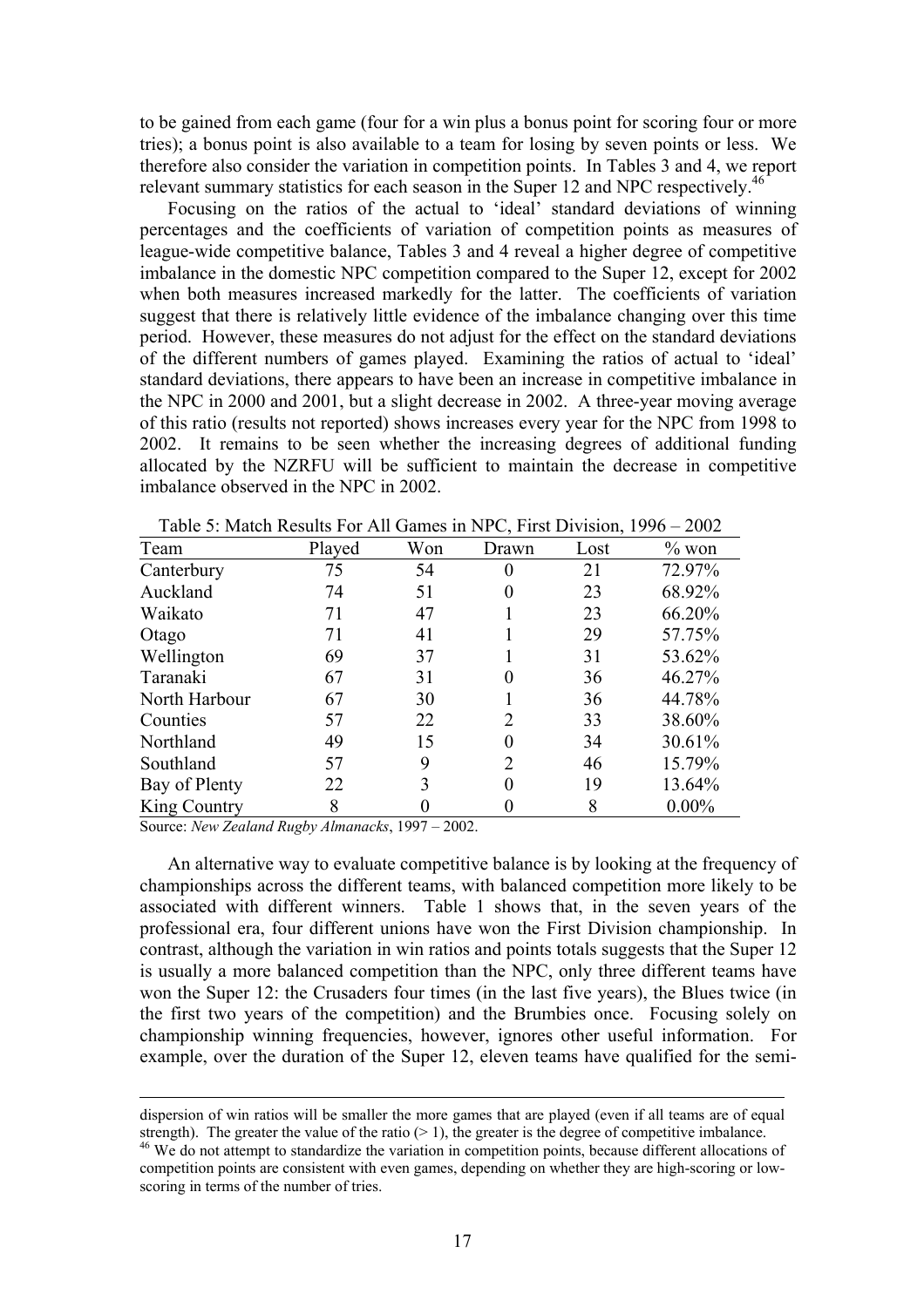to be gained from each game (four for a win plus a bonus point for scoring four or more tries); a bonus point is also available to a team for losing by seven points or less. We therefore also consider the variation in competition points. In Tables 3 and 4, we report relevant summary statistics for each season in the Super 12 and NPC respectively.[46]

Focusing on the ratios of the actual to 'ideal' standard deviations of winning percentages and the coefficients of variation of competition points as measures of league-wide competitive balance, Tables 3 and 4 reveal a higher degree of competitive imbalance in the domestic NPC competition compared to the Super 12, except for 2002 when both measures increased markedly for the latter. The coefficients of variation suggest that there is relatively little evidence of the imbalance changing over this time period. However, these measures do not adjust for the effect on the standard deviations of the different numbers of games played. Examining the ratios of actual to 'ideal' standard deviations, there appears to have been an increase in competitive imbalance in the NPC in 2000 and 2001, but a slight decrease in 2002. A three-year moving average of this ratio (results not reported) shows increases every year for the NPC from 1998 to 2002. It remains to be seen whether the increasing degrees of additional funding allocated by the NZRFU will be sufficient to maintain the decrease in competitive imbalance observed in the NPC in 2002.

Table 5: Match Results For All Games in NPC, First Division, 1996 – 2002

| Team | Played | Won | Drawn | Lost | % won |
|---|---|---|---|---|---|
| Canterbury | 75 | 54 | 0 | 21 | 72.97% |
| Auckland | 74 | 51 | 0 | 23 | 68.92% |
| Waikato | 71 | 47 | 1 | 23 | 66.20% |
| Otago | 71 | 41 | 1 | 29 | 57.75% |
| Wellington | 69 | 37 | 1 | 31 | 53.62% |
| Taranaki | 67 | 31 | 0 | 36 | 46.27% |
| North Harbour | 67 | 30 | 1 | 36 | 44.78% |
| Counties | 57 | 22 | 2 | 33 | 38.60% |
| Northland | 49 | 15 | 0 | 34 | 30.61% |
| Southland | 57 | 9 | 2 | 46 | 15.79% |
| Bay of Plenty | 22 | 3 | 0 | 19 | 13.64% |
| King Country | 8 | 0 | 0 | 8 | 0.00% |

Source: *New Zealand Rugby Almanacks*, 1997 – 2002.

An alternative way to evaluate competitive balance is by looking at the frequency of championships across the different teams, with balanced competition more likely to be associated with different winners. Table 1 shows that, in the seven years of the professional era, four different unions have won the First Division championship. In contrast, although the variation in win ratios and points totals suggests that the Super 12 is usually a more balanced competition than the NPC, only three different teams have won the Super 12: the Crusaders four times (in the last five years), the Blues twice (in the first two years of the competition) and the Brumbies once. Focusing solely on championship winning frequencies, however, ignores other useful information. For example, over the duration of the Super 12, eleven teams have qualified for the semi-

---

dispersion of win ratios will be smaller the more games that are played (even if all teams are of equal strength). The greater the value of the ratio (> 1), the greater is the degree of competitive imbalance.

[46] We do not attempt to standardize the variation in competition points, because different allocations of competition points are consistent with even games, depending on whether they are high-scoring or low-scoring in terms of the number of tries.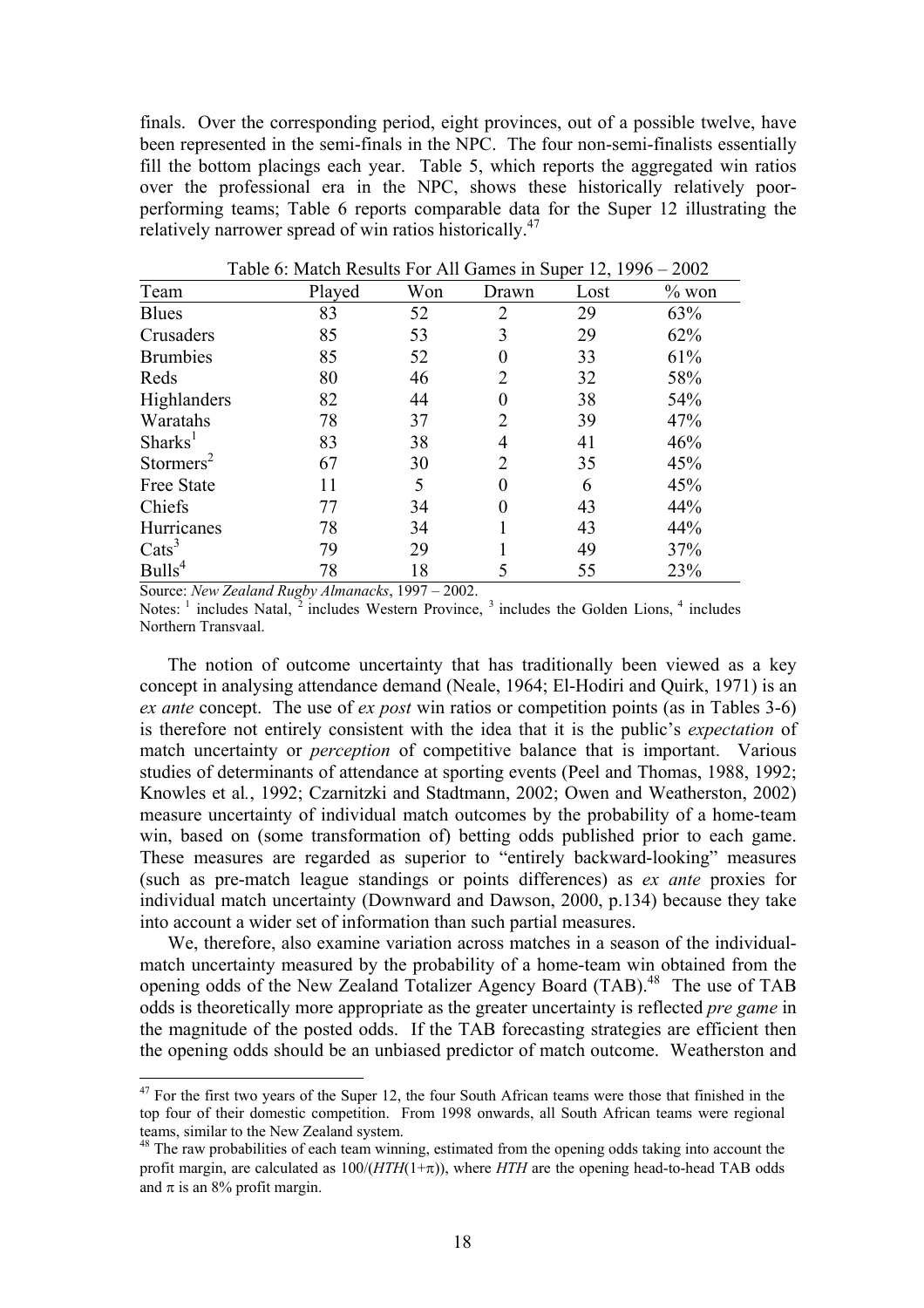finals. Over the corresponding period, eight provinces, out of a possible twelve, have been represented in the semi-finals in the NPC. The four non-semi-finalists essentially fill the bottom placings each year. Table 5, which reports the aggregated win ratios over the professional era in the NPC, shows these historically relatively poor-performing teams; Table 6 reports comparable data for the Super 12 illustrating the relatively narrower spread of win ratios historically.[47]

Table 6: Match Results For All Games in Super 12, 1996 – 2002

| Team | Played | Won | Drawn | Lost | % won |
|---|---|---|---|---|---|
| Blues | 83 | 52 | 2 | 29 | 63% |
| Crusaders | 85 | 53 | 3 | 29 | 62% |
| Brumbies | 85 | 52 | 0 | 33 | 61% |
| Reds | 80 | 46 | 2 | 32 | 58% |
| Highlanders | 82 | 44 | 0 | 38 | 54% |
| Waratahs | 78 | 37 | 2 | 39 | 47% |
| Sharks[1] | 83 | 38 | 4 | 41 | 46% |
| Stormers[2] | 67 | 30 | 2 | 35 | 45% |
| Free State | 11 | 5 | 0 | 6 | 45% |
| Chiefs | 77 | 34 | 0 | 43 | 44% |
| Hurricanes | 78 | 34 | 1 | 43 | 44% |
| Cats[3] | 79 | 29 | 1 | 49 | 37% |
| Bulls[4] | 78 | 18 | 5 | 55 | 23% |

Source: *New Zealand Rugby Almanacks*, 1997 – 2002.

Notes: [1] includes Natal, [2] includes Western Province, [3] includes the Golden Lions, [4] includes Northern Transvaal.

The notion of outcome uncertainty that has traditionally been viewed as a key concept in analysing attendance demand (Neale, 1964; El-Hodiri and Quirk, 1971) is an *ex ante* concept. The use of *ex post* win ratios or competition points (as in Tables 3-6) is therefore not entirely consistent with the idea that it is the public's *expectation* of match uncertainty or *perception* of competitive balance that is important. Various studies of determinants of attendance at sporting events (Peel and Thomas, 1988, 1992; Knowles et al*.*, 1992; Czarnitzki and Stadtmann, 2002; Owen and Weatherston, 2002) measure uncertainty of individual match outcomes by the probability of a home-team win, based on (some transformation of) betting odds published prior to each game. These measures are regarded as superior to "entirely backward-looking" measures (such as pre-match league standings or points differences) as *ex ante* proxies for individual match uncertainty (Downward and Dawson, 2000, p.134) because they take into account a wider set of information than such partial measures.

We, therefore, also examine variation across matches in a season of the individual-match uncertainty measured by the probability of a home-team win obtained from the opening odds of the New Zealand Totalizer Agency Board (TAB).[48] The use of TAB odds is theoretically more appropriate as the greater uncertainty is reflected *pre game* in the magnitude of the posted odds. If the TAB forecasting strategies are efficient then the opening odds should be an unbiased predictor of match outcome. Weatherston and

[47] For the first two years of the Super 12, the four South African teams were those that finished in the top four of their domestic competition. From 1998 onwards, all South African teams were regional teams, similar to the New Zealand system.

[48] The raw probabilities of each team winning, estimated from the opening odds taking into account the profit margin, are calculated as $100/(HTH(1+\pi))$, where $HTH$ are the opening head-to-head TAB odds and $\pi$ is an 8% profit margin.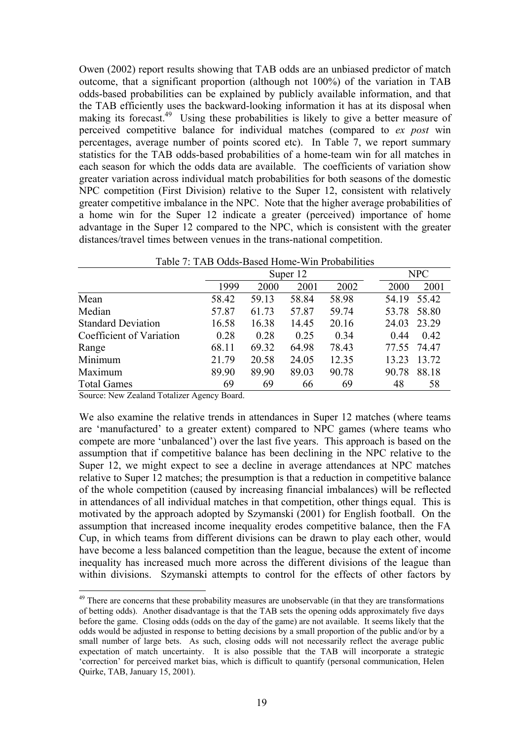Owen (2002) report results showing that TAB odds are an unbiased predictor of match outcome, that a significant proportion (although not 100%) of the variation in TAB odds-based probabilities can be explained by publicly available information, and that the TAB efficiently uses the backward-looking information it has at its disposal when making its forecast.[49] Using these probabilities is likely to give a better measure of perceived competitive balance for individual matches (compared to *ex post* win percentages, average number of points scored etc). In Table 7, we report summary statistics for the TAB odds-based probabilities of a home-team win for all matches in each season for which the odds data are available. The coefficients of variation show greater variation across individual match probabilities for both seasons of the domestic NPC competition (First Division) relative to the Super 12, consistent with relatively greater competitive imbalance in the NPC. Note that the higher average probabilities of a home win for the Super 12 indicate a greater (perceived) importance of home advantage in the Super 12 compared to the NPC, which is consistent with the greater distances/travel times between venues in the trans-national competition.

Table 7: TAB Odds-Based Home-Win Probabilities

| | Super 12 | | | | NPC | |
|---|---|---|---|---|---|---|
| | 1999 | 2000 | 2001 | 2002 | 2000 | 2001 |
| Mean | 58.42 | 59.13 | 58.84 | 58.98 | 54.19 | 55.42 |
| Median | 57.87 | 61.73 | 57.87 | 59.74 | 53.78 | 58.80 |
| Standard Deviation | 16.58 | 16.38 | 14.45 | 20.16 | 24.03 | 23.29 |
| Coefficient of Variation | 0.28 | 0.28 | 0.25 | 0.34 | 0.44 | 0.42 |
| Range | 68.11 | 69.32 | 64.98 | 78.43 | 77.55 | 74.47 |
| Minimum | 21.79 | 20.58 | 24.05 | 12.35 | 13.23 | 13.72 |
| Maximum | 89.90 | 89.90 | 89.03 | 90.78 | 90.78 | 88.18 |
| Total Games | 69 | 69 | 66 | 69 | 48 | 58 |

Source: New Zealand Totalizer Agency Board.

We also examine the relative trends in attendances in Super 12 matches (where teams are 'manufactured' to a greater extent) compared to NPC games (where teams who compete are more 'unbalanced') over the last five years. This approach is based on the assumption that if competitive balance has been declining in the NPC relative to the Super 12, we might expect to see a decline in average attendances at NPC matches relative to Super 12 matches; the presumption is that a reduction in competitive balance of the whole competition (caused by increasing financial imbalances) will be reflected in attendances of all individual matches in that competition, other things equal. This is motivated by the approach adopted by Szymanski (2001) for English football. On the assumption that increased income inequality erodes competitive balance, then the FA Cup, in which teams from different divisions can be drawn to play each other, would have become a less balanced competition than the league, because the extent of income inequality has increased much more across the different divisions of the league than within divisions. Szymanski attempts to control for the effects of other factors by

[49] There are concerns that these probability measures are unobservable (in that they are transformations of betting odds). Another disadvantage is that the TAB sets the opening odds approximately five days before the game. Closing odds (odds on the day of the game) are not available. It seems likely that the odds would be adjusted in response to betting decisions by a small proportion of the public and/or by a small number of large bets. As such, closing odds will not necessarily reflect the average public expectation of match uncertainty. It is also possible that the TAB will incorporate a strategic 'correction' for perceived market bias, which is difficult to quantify (personal communication, Helen Quirke, TAB, January 15, 2001).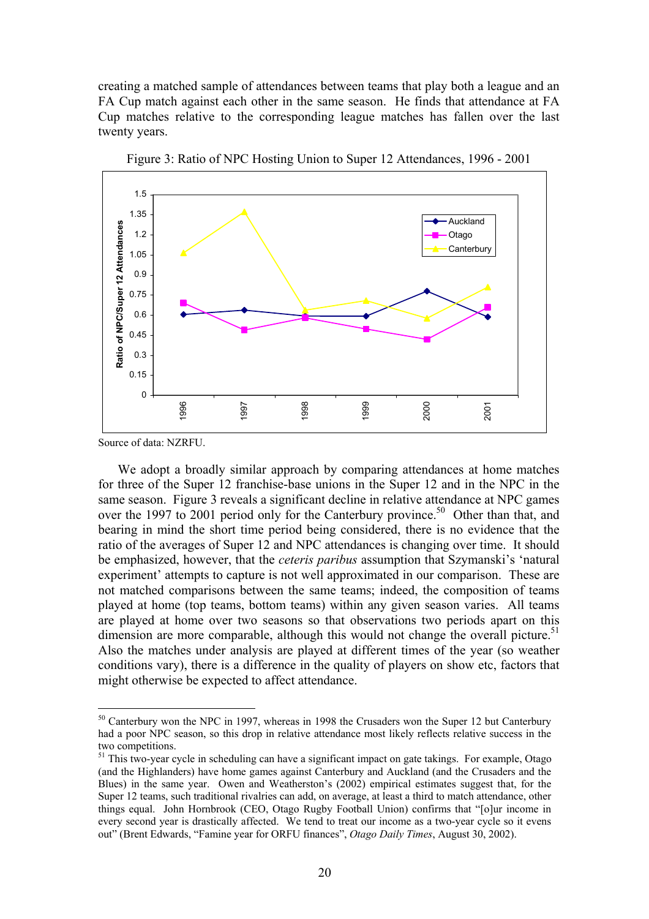creating a matched sample of attendances between teams that play both a league and an FA Cup match against each other in the same season. He finds that attendance at FA Cup matches relative to the corresponding league matches has fallen over the last twenty years.

Figure 3: Ratio of NPC Hosting Union to Super 12 Attendances, 1996 - 2001

Source of data: NZRFU.

We adopt a broadly similar approach by comparing attendances at home matches for three of the Super 12 franchise-base unions in the Super 12 and in the NPC in the same season. Figure 3 reveals a significant decline in relative attendance at NPC games over the 1997 to 2001 period only for the Canterbury province.[50] Other than that, and bearing in mind the short time period being considered, there is no evidence that the ratio of the averages of Super 12 and NPC attendances is changing over time. It should be emphasized, however, that the *ceteris paribus* assumption that Szymanski's 'natural experiment' attempts to capture is not well approximated in our comparison. These are not matched comparisons between the same teams; indeed, the composition of teams played at home (top teams, bottom teams) within any given season varies. All teams are played at home over two seasons so that observations two periods apart on this dimension are more comparable, although this would not change the overall picture.[51] Also the matches under analysis are played at different times of the year (so weather conditions vary), there is a difference in the quality of players on show etc, factors that might otherwise be expected to affect attendance.

[50] Canterbury won the NPC in 1997, whereas in 1998 the Crusaders won the Super 12 but Canterbury had a poor NPC season, so this drop in relative attendance most likely reflects relative success in the two competitions.

[51] This two-year cycle in scheduling can have a significant impact on gate takings. For example, Otago (and the Highlanders) have home games against Canterbury and Auckland (and the Crusaders and the Blues) in the same year. Owen and Weatherston's (2002) empirical estimates suggest that, for the Super 12 teams, such traditional rivalries can add, on average, at least a third to match attendance, other things equal. John Hornbrook (CEO, Otago Rugby Football Union) confirms that "[o]ur income in every second year is drastically affected. We tend to treat our income as a two-year cycle so it evens out" (Brent Edwards, "Famine year for ORFU finances", *Otago Daily Times*, August 30, 2002).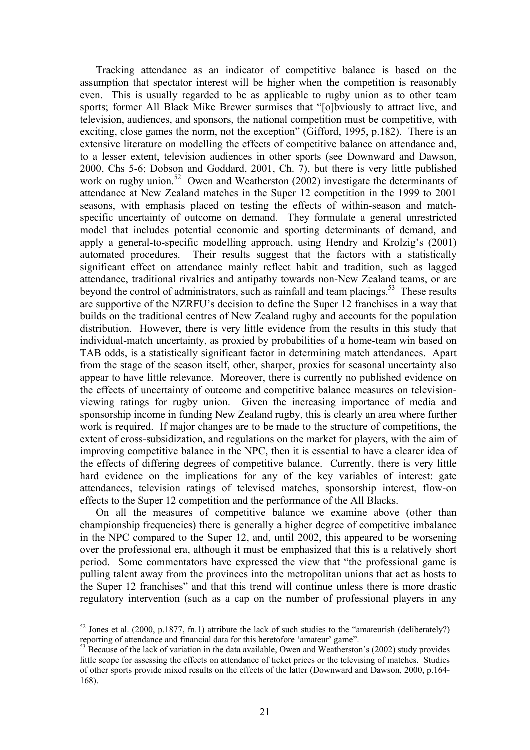Tracking attendance as an indicator of competitive balance is based on the assumption that spectator interest will be higher when the competition is reasonably even. This is usually regarded to be as applicable to rugby union as to other team sports; former All Black Mike Brewer surmises that "[o]bviously to attract live, and television, audiences, and sponsors, the national competition must be competitive, with exciting, close games the norm, not the exception" (Gifford, 1995, p.182). There is an extensive literature on modelling the effects of competitive balance on attendance and, to a lesser extent, television audiences in other sports (see Downward and Dawson, 2000, Chs 5-6; Dobson and Goddard, 2001, Ch. 7), but there is very little published work on rugby union.[52] Owen and Weatherston (2002) investigate the determinants of attendance at New Zealand matches in the Super 12 competition in the 1999 to 2001 seasons, with emphasis placed on testing the effects of within-season and match-specific uncertainty of outcome on demand. They formulate a general unrestricted model that includes potential economic and sporting determinants of demand, and apply a general-to-specific modelling approach, using Hendry and Krolzig's (2001) automated procedures. Their results suggest that the factors with a statistically significant effect on attendance mainly reflect habit and tradition, such as lagged attendance, traditional rivalries and antipathy towards non-New Zealand teams, or are beyond the control of administrators, such as rainfall and team placings.[53] These results are supportive of the NZRFU's decision to define the Super 12 franchises in a way that builds on the traditional centres of New Zealand rugby and accounts for the population distribution. However, there is very little evidence from the results in this study that individual-match uncertainty, as proxied by probabilities of a home-team win based on TAB odds, is a statistically significant factor in determining match attendances. Apart from the stage of the season itself, other, sharper, proxies for seasonal uncertainty also appear to have little relevance. Moreover, there is currently no published evidence on the effects of uncertainty of outcome and competitive balance measures on television-viewing ratings for rugby union. Given the increasing importance of media and sponsorship income in funding New Zealand rugby, this is clearly an area where further work is required. If major changes are to be made to the structure of competitions, the extent of cross-subsidization, and regulations on the market for players, with the aim of improving competitive balance in the NPC, then it is essential to have a clearer idea of the effects of differing degrees of competitive balance. Currently, there is very little hard evidence on the implications for any of the key variables of interest: gate attendances, television ratings of televised matches, sponsorship interest, flow-on effects to the Super 12 competition and the performance of the All Blacks.

On all the measures of competitive balance we examine above (other than championship frequencies) there is generally a higher degree of competitive imbalance in the NPC compared to the Super 12, and, until 2002, this appeared to be worsening over the professional era, although it must be emphasized that this is a relatively short period. Some commentators have expressed the view that "the professional game is pulling talent away from the provinces into the metropolitan unions that act as hosts to the Super 12 franchises" and that this trend will continue unless there is more drastic regulatory intervention (such as a cap on the number of professional players in any

---

[52] Jones et al. (2000, p.1877, fn.1) attribute the lack of such studies to the "amateurish (deliberately?) reporting of attendance and financial data for this heretofore 'amateur' game".

[53] Because of the lack of variation in the data available, Owen and Weatherston's (2002) study provides little scope for assessing the effects on attendance of ticket prices or the televising of matches. Studies of other sports provide mixed results on the effects of the latter (Downward and Dawson, 2000, p.164-168).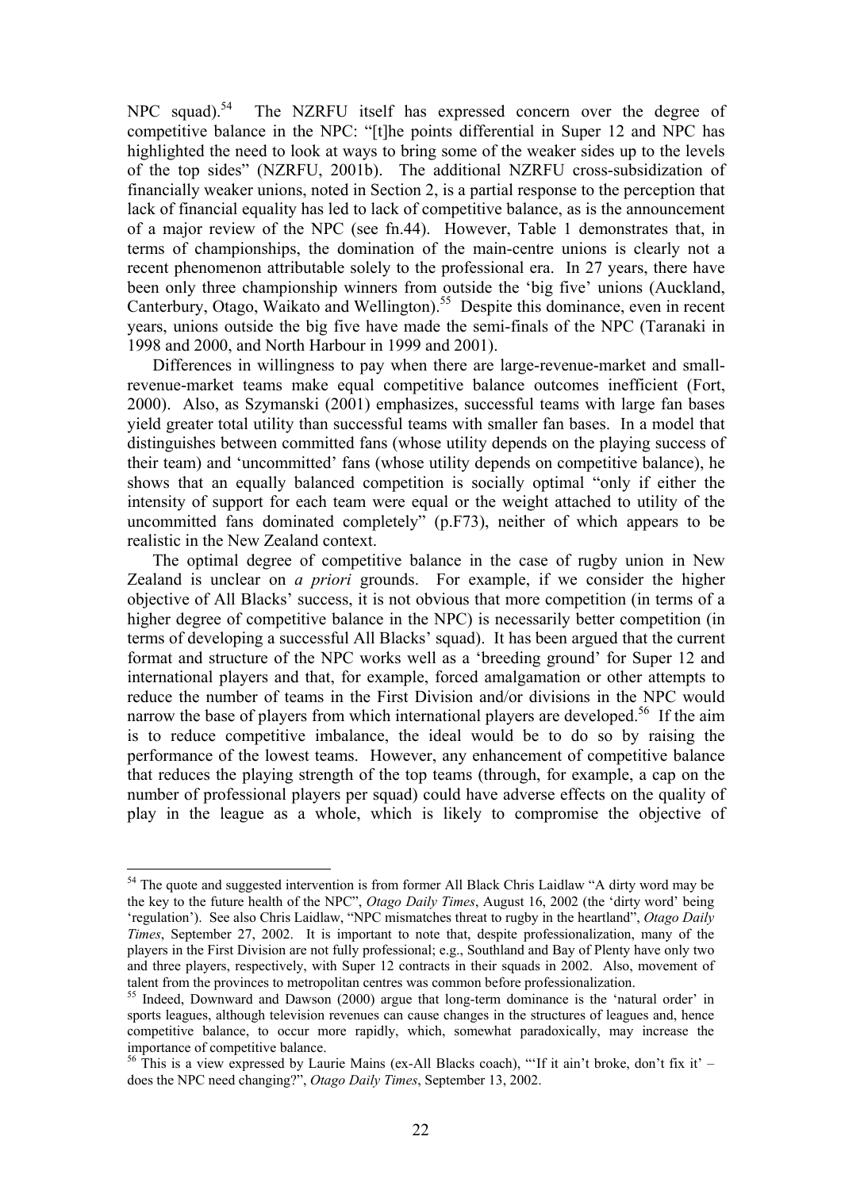NPC squad).[54] The NZRFU itself has expressed concern over the degree of competitive balance in the NPC: "[t]he points differential in Super 12 and NPC has highlighted the need to look at ways to bring some of the weaker sides up to the levels of the top sides" (NZRFU, 2001b). The additional NZRFU cross-subsidization of financially weaker unions, noted in Section 2, is a partial response to the perception that lack of financial equality has led to lack of competitive balance, as is the announcement of a major review of the NPC (see fn.44). However, Table 1 demonstrates that, in terms of championships, the domination of the main-centre unions is clearly not a recent phenomenon attributable solely to the professional era. In 27 years, there have been only three championship winners from outside the 'big five' unions (Auckland, Canterbury, Otago, Waikato and Wellington).[55] Despite this dominance, even in recent years, unions outside the big five have made the semi-finals of the NPC (Taranaki in 1998 and 2000, and North Harbour in 1999 and 2001).

Differences in willingness to pay when there are large-revenue-market and small-revenue-market teams make equal competitive balance outcomes inefficient (Fort, 2000). Also, as Szymanski (2001) emphasizes, successful teams with large fan bases yield greater total utility than successful teams with smaller fan bases. In a model that distinguishes between committed fans (whose utility depends on the playing success of their team) and 'uncommitted' fans (whose utility depends on competitive balance), he shows that an equally balanced competition is socially optimal "only if either the intensity of support for each team were equal or the weight attached to utility of the uncommitted fans dominated completely" (p.F73), neither of which appears to be realistic in the New Zealand context.

The optimal degree of competitive balance in the case of rugby union in New Zealand is unclear on *a priori* grounds. For example, if we consider the higher objective of All Blacks' success, it is not obvious that more competition (in terms of a higher degree of competitive balance in the NPC) is necessarily better competition (in terms of developing a successful All Blacks' squad). It has been argued that the current format and structure of the NPC works well as a 'breeding ground' for Super 12 and international players and that, for example, forced amalgamation or other attempts to reduce the number of teams in the First Division and/or divisions in the NPC would narrow the base of players from which international players are developed.[56] If the aim is to reduce competitive imbalance, the ideal would be to do so by raising the performance of the lowest teams. However, any enhancement of competitive balance that reduces the playing strength of the top teams (through, for example, a cap on the number of professional players per squad) could have adverse effects on the quality of play in the league as a whole, which is likely to compromise the objective of

---

[54] The quote and suggested intervention is from former All Black Chris Laidlaw "A dirty word may be the key to the future health of the NPC", *Otago Daily Times*, August 16, 2002 (the 'dirty word' being 'regulation'). See also Chris Laidlaw, "NPC mismatches threat to rugby in the heartland", *Otago Daily Times*, September 27, 2002. It is important to note that, despite professionalization, many of the players in the First Division are not fully professional; e.g., Southland and Bay of Plenty have only two and three players, respectively, with Super 12 contracts in their squads in 2002. Also, movement of talent from the provinces to metropolitan centres was common before professionalization.

[55] Indeed, Downward and Dawson (2000) argue that long-term dominance is the 'natural order' in sports leagues, although television revenues can cause changes in the structures of leagues and, hence competitive balance, to occur more rapidly, which, somewhat paradoxically, may increase the importance of competitive balance.

[56] This is a view expressed by Laurie Mains (ex-All Blacks coach), "'If it ain't broke, don't fix it' – does the NPC need changing?", *Otago Daily Times*, September 13, 2002.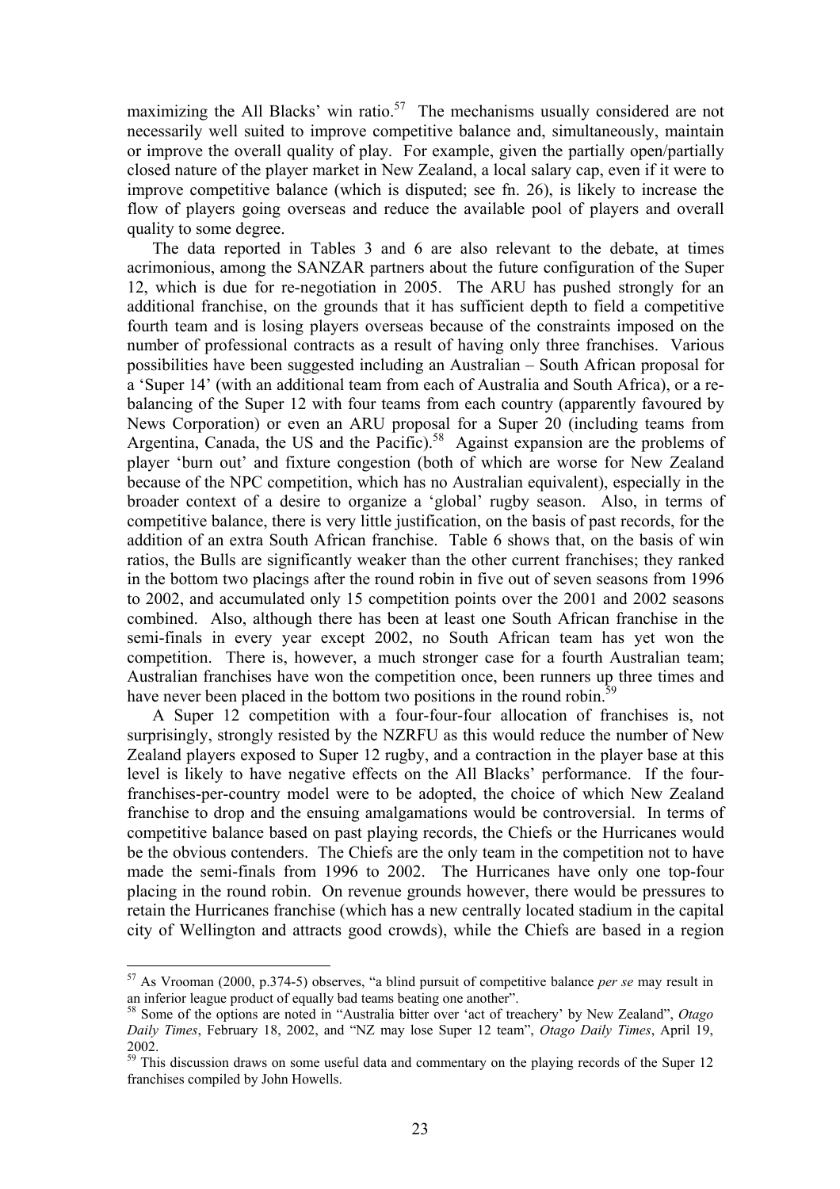maximizing the All Blacks' win ratio.[57] The mechanisms usually considered are not necessarily well suited to improve competitive balance and, simultaneously, maintain or improve the overall quality of play. For example, given the partially open/partially closed nature of the player market in New Zealand, a local salary cap, even if it were to improve competitive balance (which is disputed; see fn. 26), is likely to increase the flow of players going overseas and reduce the available pool of players and overall quality to some degree.

The data reported in Tables 3 and 6 are also relevant to the debate, at times acrimonious, among the SANZAR partners about the future configuration of the Super 12, which is due for re-negotiation in 2005. The ARU has pushed strongly for an additional franchise, on the grounds that it has sufficient depth to field a competitive fourth team and is losing players overseas because of the constraints imposed on the number of professional contracts as a result of having only three franchises. Various possibilities have been suggested including an Australian – South African proposal for a 'Super 14' (with an additional team from each of Australia and South Africa), or a re-balancing of the Super 12 with four teams from each country (apparently favoured by News Corporation) or even an ARU proposal for a Super 20 (including teams from Argentina, Canada, the US and the Pacific).[58] Against expansion are the problems of player 'burn out' and fixture congestion (both of which are worse for New Zealand because of the NPC competition, which has no Australian equivalent), especially in the broader context of a desire to organize a 'global' rugby season. Also, in terms of competitive balance, there is very little justification, on the basis of past records, for the addition of an extra South African franchise. Table 6 shows that, on the basis of win ratios, the Bulls are significantly weaker than the other current franchises; they ranked in the bottom two placings after the round robin in five out of seven seasons from 1996 to 2002, and accumulated only 15 competition points over the 2001 and 2002 seasons combined. Also, although there has been at least one South African franchise in the semi-finals in every year except 2002, no South African team has yet won the competition. There is, however, a much stronger case for a fourth Australian team; Australian franchises have won the competition once, been runners up three times and have never been placed in the bottom two positions in the round robin.[59]

A Super 12 competition with a four-four-four allocation of franchises is, not surprisingly, strongly resisted by the NZRFU as this would reduce the number of New Zealand players exposed to Super 12 rugby, and a contraction in the player base at this level is likely to have negative effects on the All Blacks' performance. If the four-franchises-per-country model were to be adopted, the choice of which New Zealand franchise to drop and the ensuing amalgamations would be controversial. In terms of competitive balance based on past playing records, the Chiefs or the Hurricanes would be the obvious contenders. The Chiefs are the only team in the competition not to have made the semi-finals from 1996 to 2002. The Hurricanes have only one top-four placing in the round robin. On revenue grounds however, there would be pressures to retain the Hurricanes franchise (which has a new centrally located stadium in the capital city of Wellington and attracts good crowds), while the Chiefs are based in a region

---

[57] As Vrooman (2000, p.374-5) observes, "a blind pursuit of competitive balance *per se* may result in an inferior league product of equally bad teams beating one another".

[58] Some of the options are noted in "Australia bitter over 'act of treachery' by New Zealand", *Otago Daily Times*, February 18, 2002, and "NZ may lose Super 12 team", *Otago Daily Times*, April 19, 2002.

[59] This discussion draws on some useful data and commentary on the playing records of the Super 12 franchises compiled by John Howells.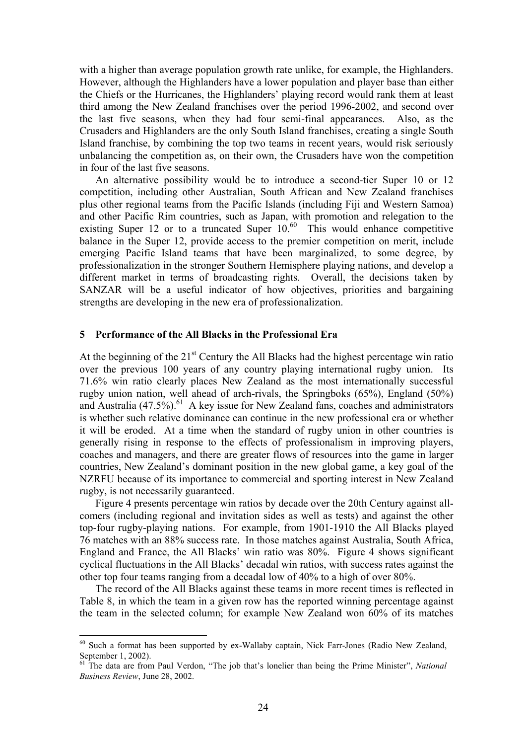with a higher than average population growth rate unlike, for example, the Highlanders. However, although the Highlanders have a lower population and player base than either the Chiefs or the Hurricanes, the Highlanders' playing record would rank them at least third among the New Zealand franchises over the period 1996-2002, and second over the last five seasons, when they had four semi-final appearances. Also, as the Crusaders and Highlanders are the only South Island franchises, creating a single South Island franchise, by combining the top two teams in recent years, would risk seriously unbalancing the competition as, on their own, the Crusaders have won the competition in four of the last five seasons.

An alternative possibility would be to introduce a second-tier Super 10 or 12 competition, including other Australian, South African and New Zealand franchises plus other regional teams from the Pacific Islands (including Fiji and Western Samoa) and other Pacific Rim countries, such as Japan, with promotion and relegation to the existing Super 12 or to a truncated Super 10.[60] This would enhance competitive balance in the Super 12, provide access to the premier competition on merit, include emerging Pacific Island teams that have been marginalized, to some degree, by professionalization in the stronger Southern Hemisphere playing nations, and develop a different market in terms of broadcasting rights. Overall, the decisions taken by SANZAR will be a useful indicator of how objectives, priorities and bargaining strengths are developing in the new era of professionalization.

## 5 Performance of the All Blacks in the Professional Era

At the beginning of the 21st Century the All Blacks had the highest percentage win ratio over the previous 100 years of any country playing international rugby union. Its 71.6% win ratio clearly places New Zealand as the most internationally successful rugby union nation, well ahead of arch-rivals, the Springboks (65%), England (50%) and Australia (47.5%).[61] A key issue for New Zealand fans, coaches and administrators is whether such relative dominance can continue in the new professional era or whether it will be eroded. At a time when the standard of rugby union in other countries is generally rising in response to the effects of professionalism in improving players, coaches and managers, and there are greater flows of resources into the game in larger countries, New Zealand's dominant position in the new global game, a key goal of the NZRFU because of its importance to commercial and sporting interest in New Zealand rugby, is not necessarily guaranteed.

Figure 4 presents percentage win ratios by decade over the 20th Century against all-comers (including regional and invitation sides as well as tests) and against the other top-four rugby-playing nations. For example, from 1901-1910 the All Blacks played 76 matches with an 88% success rate. In those matches against Australia, South Africa, England and France, the All Blacks' win ratio was 80%. Figure 4 shows significant cyclical fluctuations in the All Blacks' decadal win ratios, with success rates against the other top four teams ranging from a decadal low of 40% to a high of over 80%.

The record of the All Blacks against these teams in more recent times is reflected in Table 8, in which the team in a given row has the reported winning percentage against the team in the selected column; for example New Zealand won 60% of its matches

---

[60] Such a format has been supported by ex-Wallaby captain, Nick Farr-Jones (Radio New Zealand, September 1, 2002).

[61] The data are from Paul Verdon, "The job that's lonelier than being the Prime Minister", *National Business Review*, June 28, 2002.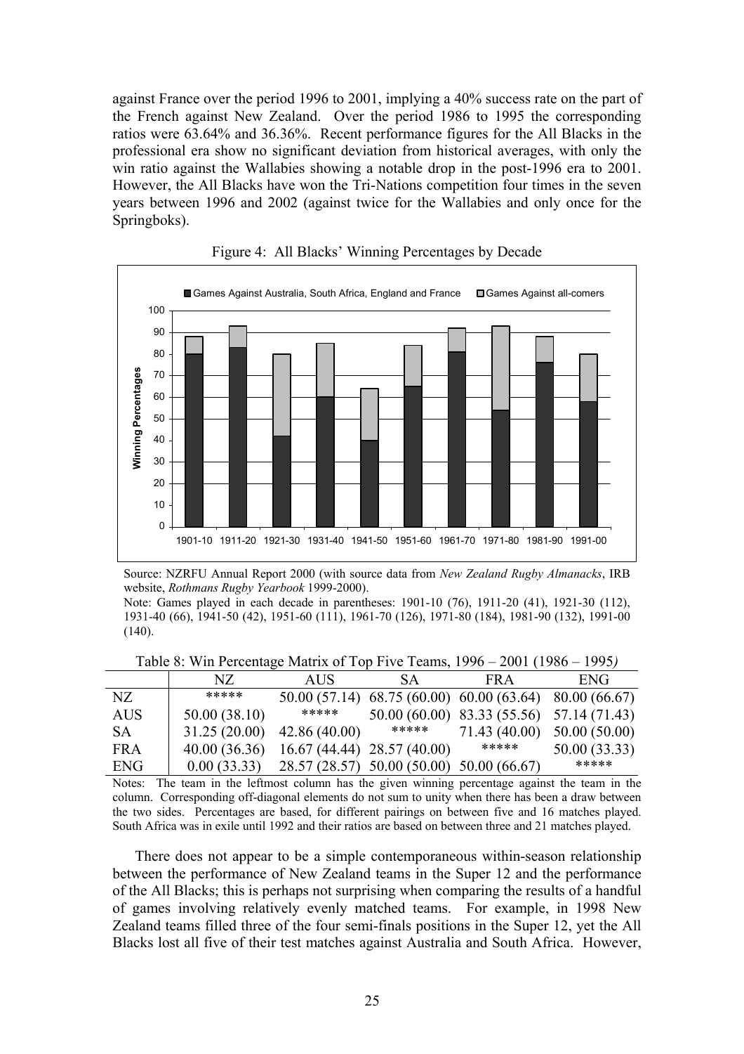against France over the period 1996 to 2001, implying a 40% success rate on the part of the French against New Zealand. Over the period 1986 to 1995 the corresponding ratios were 63.64% and 36.36%. Recent performance figures for the All Blacks in the professional era show no significant deviation from historical averages, with only the win ratio against the Wallabies showing a notable drop in the post-1996 era to 2001. However, the All Blacks have won the Tri-Nations competition four times in the seven years between 1996 and 2002 (against twice for the Wallabies and only once for the Springboks).

Figure 4: All Blacks' Winning Percentages by Decade

Source: NZRFU Annual Report 2000 (with source data from *New Zealand Rugby Almanacks*, IRB website, *Rothmans Rugby Yearbook* 1999-2000).
Note: Games played in each decade in parentheses: 1901-10 (76), 1911-20 (41), 1921-30 (112), 1931-40 (66), 1941-50 (42), 1951-60 (111), 1961-70 (126), 1971-80 (184), 1981-90 (132), 1991-00 (140).

Table 8: Win Percentage Matrix of Top Five Teams, 1996 – 2001 (1986 – 1995*)*

| | NZ | AUS | SA | FRA | ENG |
|---|---|---|---|---|---|
| NZ | ***** | 50.00 (57.14) | 68.75 (60.00) | 60.00 (63.64) | 80.00 (66.67) |
| AUS | 50.00 (38.10) | ***** | 50.00 (60.00) | 83.33 (55.56) | 57.14 (71.43) |
| SA | 31.25 (20.00) | 42.86 (40.00) | ***** | 71.43 (40.00) | 50.00 (50.00) |
| FRA | 40.00 (36.36) | 16.67 (44.44) | 28.57 (40.00) | ***** | 50.00 (33.33) |
| ENG | 0.00 (33.33) | 28.57 (28.57) | 50.00 (50.00) | 50.00 (66.67) | ***** |

Notes: The team in the leftmost column has the given winning percentage against the team in the column. Corresponding off-diagonal elements do not sum to unity when there has been a draw between the two sides. Percentages are based, for different pairings on between five and 16 matches played. South Africa was in exile until 1992 and their ratios are based on between three and 21 matches played.

There does not appear to be a simple contemporaneous within-season relationship between the performance of New Zealand teams in the Super 12 and the performance of the All Blacks; this is perhaps not surprising when comparing the results of a handful of games involving relatively evenly matched teams. For example, in 1998 New Zealand teams filled three of the four semi-finals positions in the Super 12, yet the All Blacks lost all five of their test matches against Australia and South Africa. However,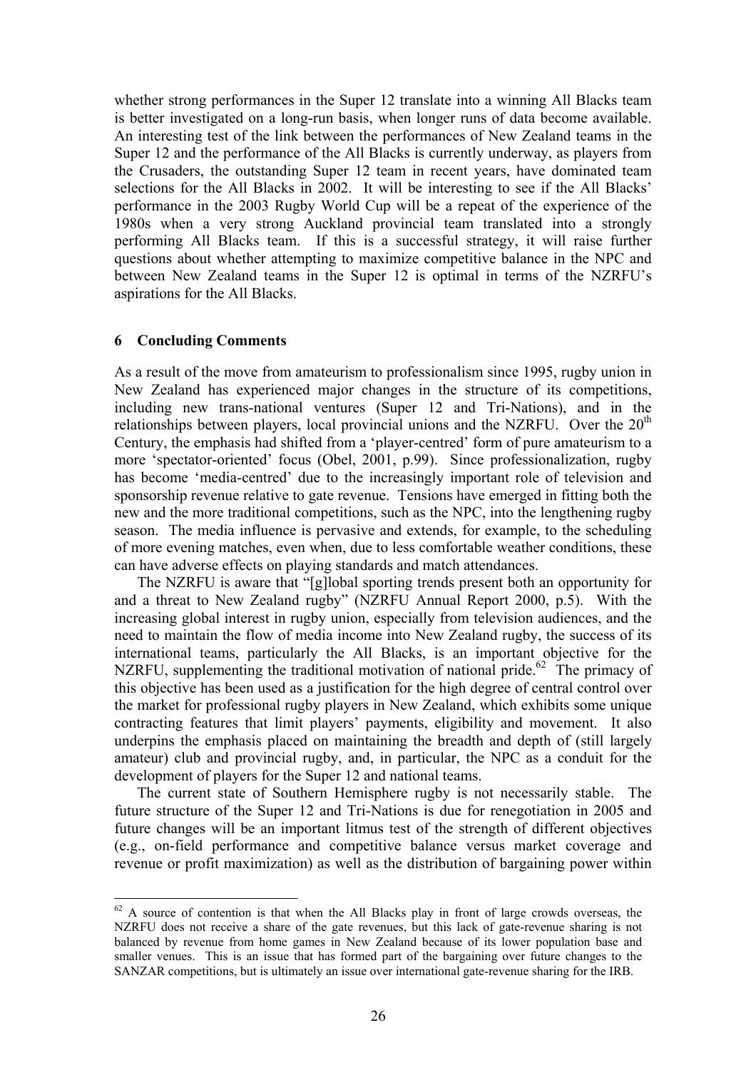whether strong performances in the Super 12 translate into a winning All Blacks team is better investigated on a long-run basis, when longer runs of data become available. An interesting test of the link between the performances of New Zealand teams in the Super 12 and the performance of the All Blacks is currently underway, as players from the Crusaders, the outstanding Super 12 team in recent years, have dominated team selections for the All Blacks in 2002. It will be interesting to see if the All Blacks' performance in the 2003 Rugby World Cup will be a repeat of the experience of the 1980s when a very strong Auckland provincial team translated into a strongly performing All Blacks team. If this is a successful strategy, it will raise further questions about whether attempting to maximize competitive balance in the NPC and between New Zealand teams in the Super 12 is optimal in terms of the NZRFU's aspirations for the All Blacks.

## 6 Concluding Comments

As a result of the move from amateurism to professionalism since 1995, rugby union in New Zealand has experienced major changes in the structure of its competitions, including new trans-national ventures (Super 12 and Tri-Nations), and in the relationships between players, local provincial unions and the NZRFU. Over the 20th Century, the emphasis had shifted from a 'player-centred' form of pure amateurism to a more 'spectator-oriented' focus (Obel, 2001, p.99). Since professionalization, rugby has become 'media-centred' due to the increasingly important role of television and sponsorship revenue relative to gate revenue. Tensions have emerged in fitting both the new and the more traditional competitions, such as the NPC, into the lengthening rugby season. The media influence is pervasive and extends, for example, to the scheduling of more evening matches, even when, due to less comfortable weather conditions, these can have adverse effects on playing standards and match attendances.

The NZRFU is aware that "[g]lobal sporting trends present both an opportunity for and a threat to New Zealand rugby" (NZRFU Annual Report 2000, p.5). With the increasing global interest in rugby union, especially from television audiences, and the need to maintain the flow of media income into New Zealand rugby, the success of its international teams, particularly the All Blacks, is an important objective for the NZRFU, supplementing the traditional motivation of national pride.[62] The primacy of this objective has been used as a justification for the high degree of central control over the market for professional rugby players in New Zealand, which exhibits some unique contracting features that limit players' payments, eligibility and movement. It also underpins the emphasis placed on maintaining the breadth and depth of (still largely amateur) club and provincial rugby, and, in particular, the NPC as a conduit for the development of players for the Super 12 and national teams.

The current state of Southern Hemisphere rugby is not necessarily stable. The future structure of the Super 12 and Tri-Nations is due for renegotiation in 2005 and future changes will be an important litmus test of the strength of different objectives (e.g., on-field performance and competitive balance versus market coverage and revenue or profit maximization) as well as the distribution of bargaining power within

---

[62] A source of contention is that when the All Blacks play in front of large crowds overseas, the NZRFU does not receive a share of the gate revenues, but this lack of gate-revenue sharing is not balanced by revenue from home games in New Zealand because of its lower population base and smaller venues. This is an issue that has formed part of the bargaining over future changes to the SANZAR competitions, but is ultimately an issue over international gate-revenue sharing for the IRB.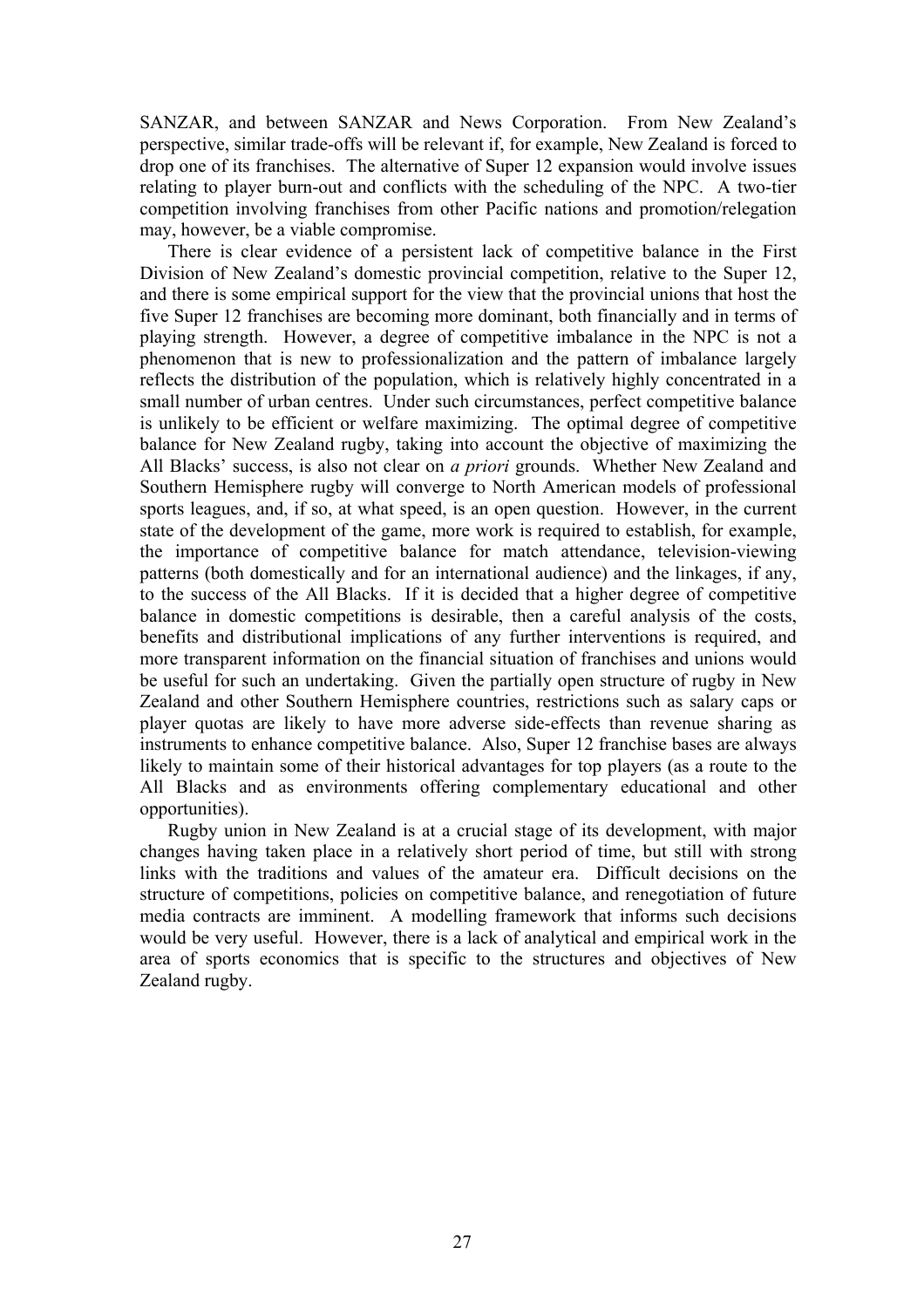SANZAR, and between SANZAR and News Corporation. From New Zealand's perspective, similar trade-offs will be relevant if, for example, New Zealand is forced to drop one of its franchises. The alternative of Super 12 expansion would involve issues relating to player burn-out and conflicts with the scheduling of the NPC. A two-tier competition involving franchises from other Pacific nations and promotion/relegation may, however, be a viable compromise.

There is clear evidence of a persistent lack of competitive balance in the First Division of New Zealand's domestic provincial competition, relative to the Super 12, and there is some empirical support for the view that the provincial unions that host the five Super 12 franchises are becoming more dominant, both financially and in terms of playing strength. However, a degree of competitive imbalance in the NPC is not a phenomenon that is new to professionalization and the pattern of imbalance largely reflects the distribution of the population, which is relatively highly concentrated in a small number of urban centres. Under such circumstances, perfect competitive balance is unlikely to be efficient or welfare maximizing. The optimal degree of competitive balance for New Zealand rugby, taking into account the objective of maximizing the All Blacks' success, is also not clear on *a priori* grounds. Whether New Zealand and Southern Hemisphere rugby will converge to North American models of professional sports leagues, and, if so, at what speed, is an open question. However, in the current state of the development of the game, more work is required to establish, for example, the importance of competitive balance for match attendance, television-viewing patterns (both domestically and for an international audience) and the linkages, if any, to the success of the All Blacks. If it is decided that a higher degree of competitive balance in domestic competitions is desirable, then a careful analysis of the costs, benefits and distributional implications of any further interventions is required, and more transparent information on the financial situation of franchises and unions would be useful for such an undertaking. Given the partially open structure of rugby in New Zealand and other Southern Hemisphere countries, restrictions such as salary caps or player quotas are likely to have more adverse side-effects than revenue sharing as instruments to enhance competitive balance. Also, Super 12 franchise bases are always likely to maintain some of their historical advantages for top players (as a route to the All Blacks and as environments offering complementary educational and other opportunities).

Rugby union in New Zealand is at a crucial stage of its development, with major changes having taken place in a relatively short period of time, but still with strong links with the traditions and values of the amateur era. Difficult decisions on the structure of competitions, policies on competitive balance, and renegotiation of future media contracts are imminent. A modelling framework that informs such decisions would be very useful. However, there is a lack of analytical and empirical work in the area of sports economics that is specific to the structures and objectives of New Zealand rugby.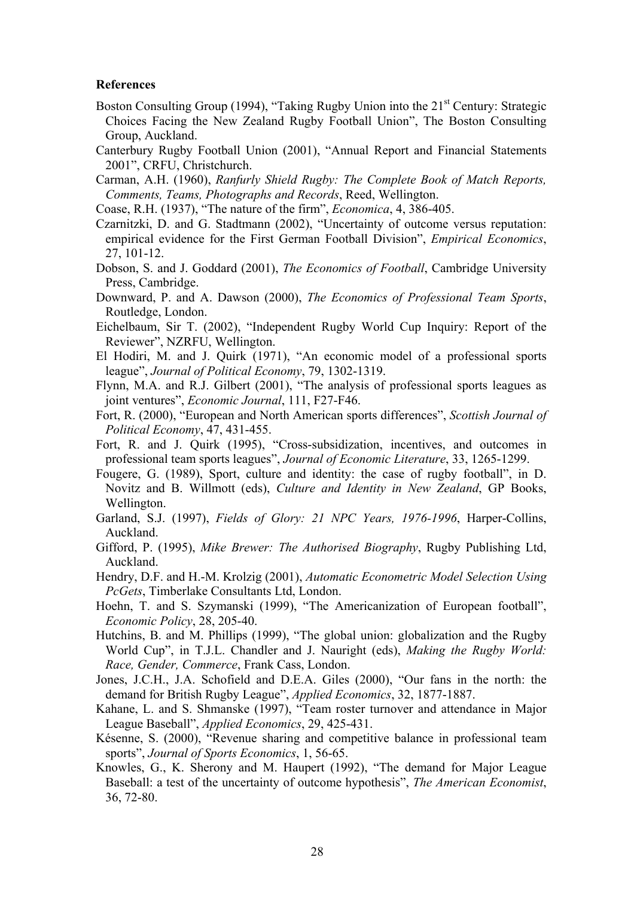**References**

Boston Consulting Group (1994), "Taking Rugby Union into the 21st Century: Strategic Choices Facing the New Zealand Rugby Football Union", The Boston Consulting Group, Auckland.

Canterbury Rugby Football Union (2001), "Annual Report and Financial Statements 2001", CRFU, Christchurch.

Carman, A.H. (1960), *Ranfurly Shield Rugby: The Complete Book of Match Reports, Comments, Teams, Photographs and Records*, Reed, Wellington.

Coase, R.H. (1937), "The nature of the firm", *Economica*, 4, 386-405.

Czarnitzki, D. and G. Stadtmann (2002), "Uncertainty of outcome versus reputation: empirical evidence for the First German Football Division", *Empirical Economics*, 27, 101-12.

Dobson, S. and J. Goddard (2001), *The Economics of Football*, Cambridge University Press, Cambridge.

Downward, P. and A. Dawson (2000), *The Economics of Professional Team Sports*, Routledge, London.

Eichelbaum, Sir T. (2002), "Independent Rugby World Cup Inquiry: Report of the Reviewer", NZRFU, Wellington.

El Hodiri, M. and J. Quirk (1971), "An economic model of a professional sports league", *Journal of Political Economy*, 79, 1302-1319.

Flynn, M.A. and R.J. Gilbert (2001), "The analysis of professional sports leagues as joint ventures", *Economic Journal*, 111, F27-F46.

Fort, R. (2000), "European and North American sports differences", *Scottish Journal of Political Economy*, 47, 431-455.

Fort, R. and J. Quirk (1995), "Cross-subsidization, incentives, and outcomes in professional team sports leagues", *Journal of Economic Literature*, 33, 1265-1299.

Fougere, G. (1989), Sport, culture and identity: the case of rugby football", in D. Novitz and B. Willmott (eds), *Culture and Identity in New Zealand*, GP Books, Wellington.

Garland, S.J. (1997), *Fields of Glory: 21 NPC Years, 1976-1996*, Harper-Collins, Auckland.

Gifford, P. (1995), *Mike Brewer: The Authorised Biography*, Rugby Publishing Ltd, Auckland.

Hendry, D.F. and H.-M. Krolzig (2001), *Automatic Econometric Model Selection Using PcGets*, Timberlake Consultants Ltd, London.

Hoehn, T. and S. Szymanski (1999), "The Americanization of European football", *Economic Policy*, 28, 205-40.

Hutchins, B. and M. Phillips (1999), "The global union: globalization and the Rugby World Cup", in T.J.L. Chandler and J. Nauright (eds), *Making the Rugby World: Race, Gender, Commerce*, Frank Cass, London.

Jones, J.C.H., J.A. Schofield and D.E.A. Giles (2000), "Our fans in the north: the demand for British Rugby League", *Applied Economics*, 32, 1877-1887.

Kahane, L. and S. Shmanske (1997), "Team roster turnover and attendance in Major League Baseball", *Applied Economics*, 29, 425-431.

Késenne, S. (2000), "Revenue sharing and competitive balance in professional team sports", *Journal of Sports Economics*, 1, 56-65.

Knowles, G., K. Sherony and M. Haupert (1992), "The demand for Major League Baseball: a test of the uncertainty of outcome hypothesis", *The American Economist*, 36, 72-80.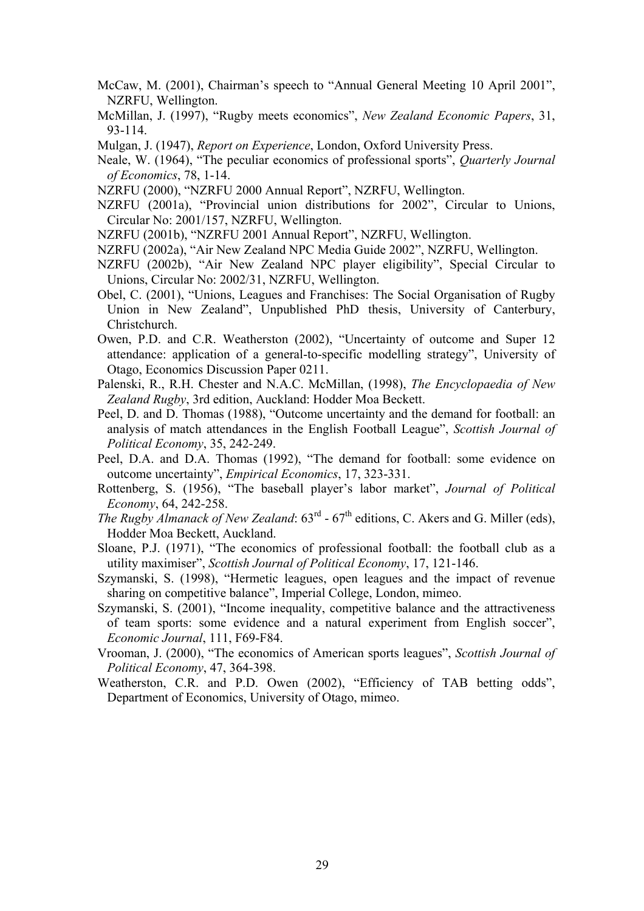McCaw, M. (2001), Chairman's speech to "Annual General Meeting 10 April 2001", NZRFU, Wellington.

McMillan, J. (1997), "Rugby meets economics", *New Zealand Economic Papers*, 31, 93-114.

Mulgan, J. (1947), *Report on Experience*, London, Oxford University Press.

Neale, W. (1964), "The peculiar economics of professional sports", *Quarterly Journal of Economics*, 78, 1-14.

NZRFU (2000), "NZRFU 2000 Annual Report", NZRFU, Wellington.

NZRFU (2001a), "Provincial union distributions for 2002", Circular to Unions, Circular No: 2001/157, NZRFU, Wellington.

NZRFU (2001b), "NZRFU 2001 Annual Report", NZRFU, Wellington.

NZRFU (2002a), "Air New Zealand NPC Media Guide 2002", NZRFU, Wellington.

NZRFU (2002b), "Air New Zealand NPC player eligibility", Special Circular to Unions, Circular No: 2002/31, NZRFU, Wellington.

Obel, C. (2001), "Unions, Leagues and Franchises: The Social Organisation of Rugby Union in New Zealand", Unpublished PhD thesis, University of Canterbury, Christchurch.

Owen, P.D. and C.R. Weatherston (2002), "Uncertainty of outcome and Super 12 attendance: application of a general-to-specific modelling strategy", University of Otago, Economics Discussion Paper 0211.

Palenski, R., R.H. Chester and N.A.C. McMillan, (1998), *The Encyclopaedia of New Zealand Rugby*, 3rd edition, Auckland: Hodder Moa Beckett.

Peel, D. and D. Thomas (1988), "Outcome uncertainty and the demand for football: an analysis of match attendances in the English Football League", *Scottish Journal of Political Economy*, 35, 242-249.

Peel, D.A. and D.A. Thomas (1992), "The demand for football: some evidence on outcome uncertainty", *Empirical Economics*, 17, 323-331.

Rottenberg, S. (1956), "The baseball player's labor market", *Journal of Political Economy*, 64, 242-258.

*The Rugby Almanack of New Zealand*: 63rd - 67th editions, C. Akers and G. Miller (eds), Hodder Moa Beckett, Auckland.

Sloane, P.J. (1971), "The economics of professional football: the football club as a utility maximiser", *Scottish Journal of Political Economy*, 17, 121-146.

Szymanski, S. (1998), "Hermetic leagues, open leagues and the impact of revenue sharing on competitive balance", Imperial College, London, mimeo.

Szymanski, S. (2001), "Income inequality, competitive balance and the attractiveness of team sports: some evidence and a natural experiment from English soccer", *Economic Journal*, 111, F69-F84.

Vrooman, J. (2000), "The economics of American sports leagues", *Scottish Journal of Political Economy*, 47, 364-398.

Weatherston, C.R. and P.D. Owen (2002), "Efficiency of TAB betting odds", Department of Economics, University of Otago, mimeo.